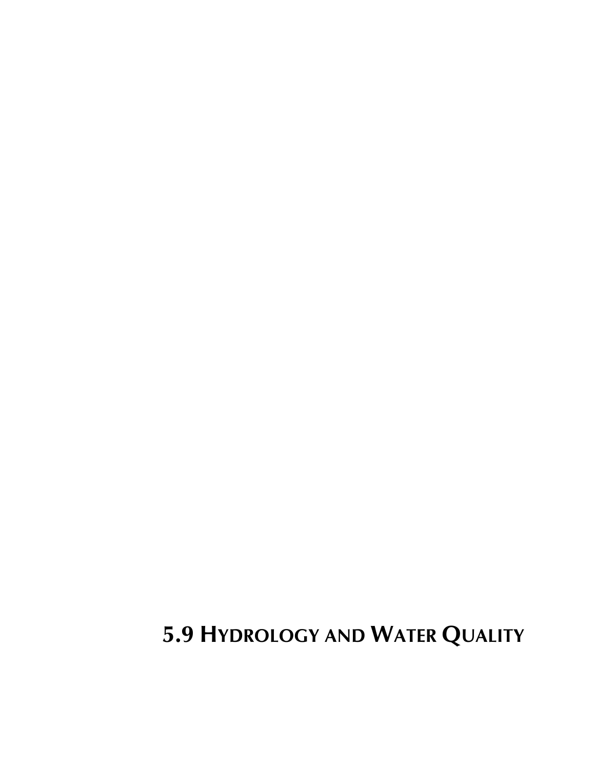# 5.9 HYDROLOGY AND WATER QUALITY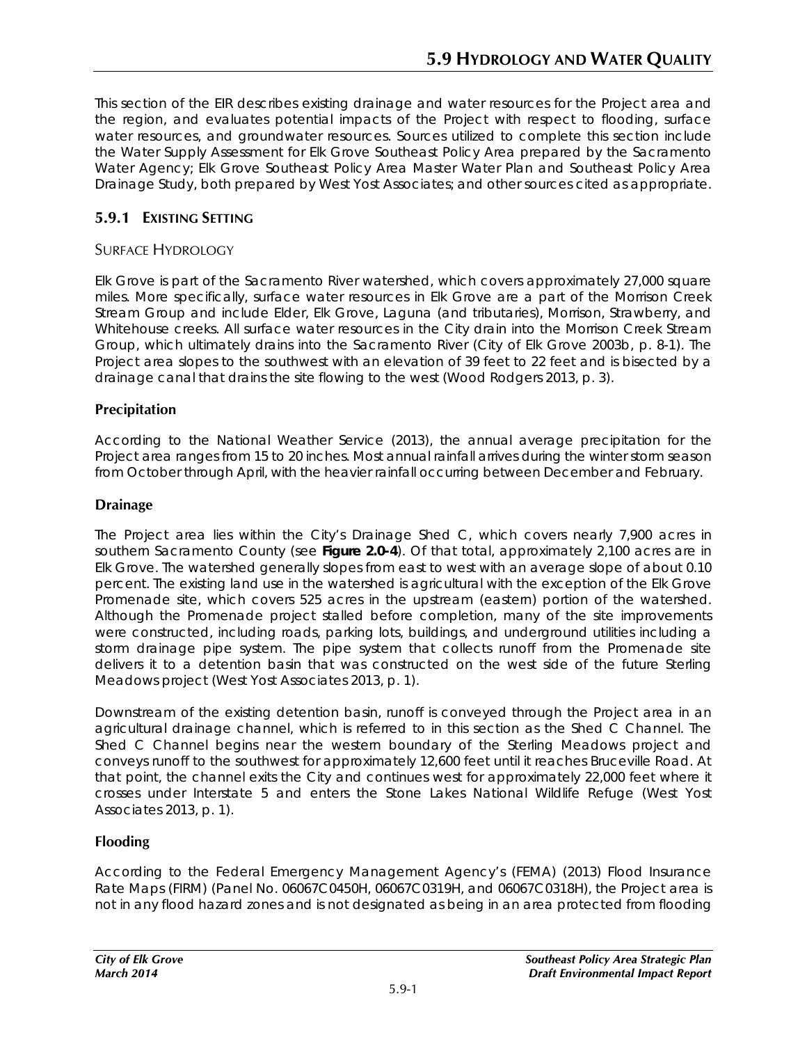# 5.9 Hydrology and Water Quality

This section of the EIR describes existing drainage and water resources for the Project area and the region, and evaluates potential impacts of the Project with respect to flooding, surface water resources, and groundwater resources. Sources utilized to complete this section include the Water Supply Assessment for Elk Grove Southeast Policy Area prepared by the Sacramento Water Agency; Elk Grove Southeast Policy Area Master Water Plan and Southeast Policy Area Drainage Study, both prepared by West Yost Associates; and other sources cited as appropriate.

## 5.9.1 Existing Setting

### Surface Hydrology

Elk Grove is part of the Sacramento River watershed, which covers approximately 27,000 square miles. More specifically, surface water resources in Elk Grove are a part of the Morrison Creek Stream Group and include Elder, Elk Grove, Laguna (and tributaries), Morrison, Strawberry, and Whitehouse creeks. All surface water resources in the City drain into the Morrison Creek Stream Group, which ultimately drains into the Sacramento River (City of Elk Grove 2003b, p. 8-1). The Project area slopes to the southwest with an elevation of 39 feet to 22 feet and is bisected by a drainage canal that drains the site flowing to the west (Wood Rodgers 2013, p. 3).

#### Precipitation

According to the National Weather Service (2013), the annual average precipitation for the Project area ranges from 15 to 20 inches. Most annual rainfall arrives during the winter storm season from October through April, with the heavier rainfall occurring between December and February.

#### Drainage

The Project area lies within the City's Drainage Shed C, which covers nearly 7,900 acres in southern Sacramento County (see **Figure 2.0-4**). Of that total, approximately 2,100 acres are in Elk Grove. The watershed generally slopes from east to west with an average slope of about 0.10 percent. The existing land use in the watershed is agricultural with the exception of the Elk Grove Promenade site, which covers 525 acres in the upstream (eastern) portion of the watershed. Although the Promenade project stalled before completion, many of the site improvements were constructed, including roads, parking lots, buildings, and underground utilities including a storm drainage pipe system. The pipe system that collects runoff from the Promenade site delivers it to a detention basin that was constructed on the west side of the future Sterling Meadows project (West Yost Associates 2013, p. 1).

Downstream of the existing detention basin, runoff is conveyed through the Project area in an agricultural drainage channel, which is referred to in this section as the Shed C Channel. The Shed C Channel begins near the western boundary of the Sterling Meadows project and conveys runoff to the southwest for approximately 12,600 feet until it reaches Bruceville Road. At that point, the channel exits the City and continues west for approximately 22,000 feet where it crosses under Interstate 5 and enters the Stone Lakes National Wildlife Refuge (West Yost Associates 2013, p. 1).

#### Flooding

According to the Federal Emergency Management Agency's (FEMA) (2013) Flood Insurance Rate Maps (FIRM) (Panel No. 06067C0450H, 06067C0319H, and 06067C0318H), the Project area is not in any flood hazard zones and is not designated as being in an area protected from flooding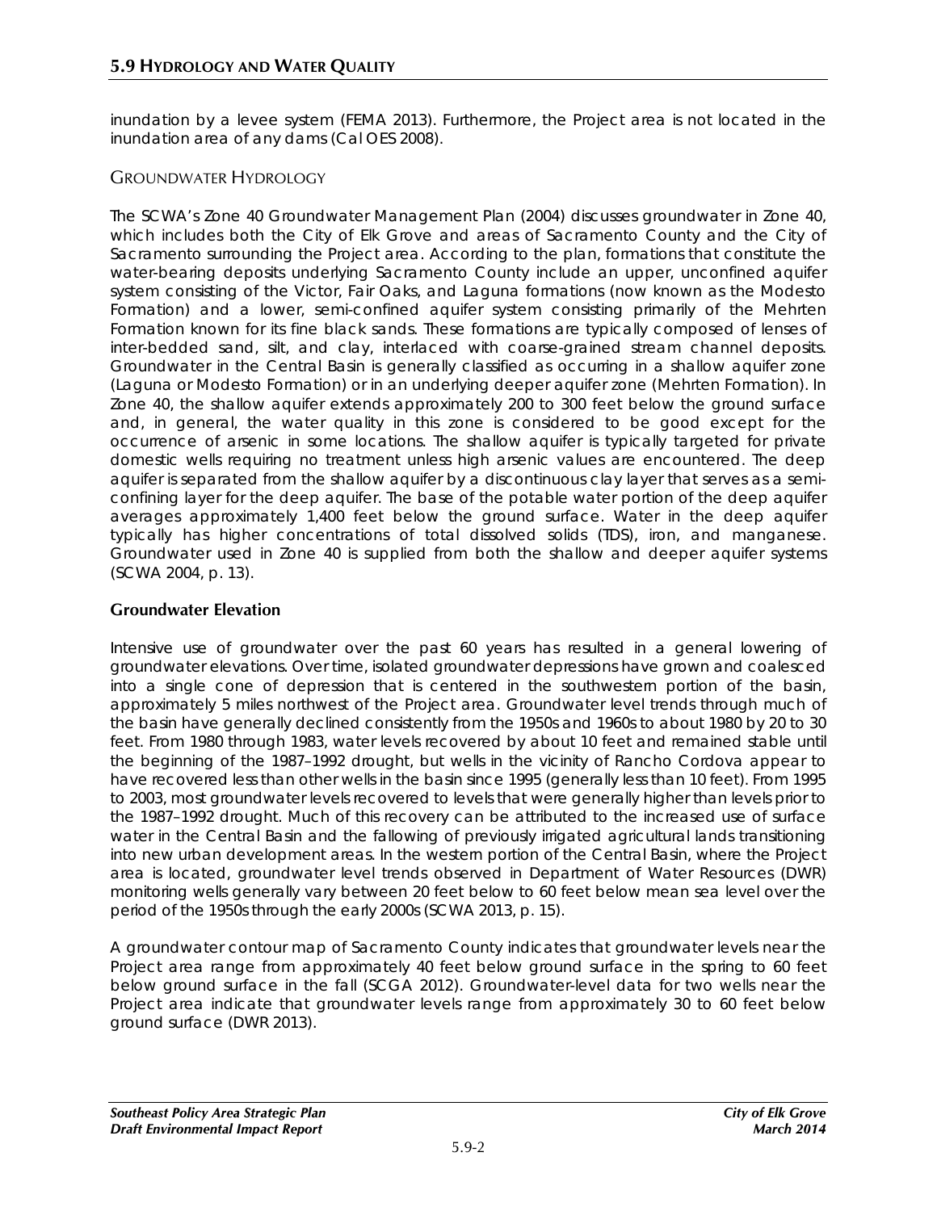inundation by a levee system (FEMA 2013). Furthermore, the Project area is not located in the inundation area of any dams (Cal OES 2008).

## GROUNDWATER HYDROLOGY

The SCWA's Zone 40 Groundwater Management Plan (2004) discusses groundwater in Zone 40, which includes both the City of Elk Grove and areas of Sacramento County and the City of Sacramento surrounding the Project area. According to the plan, formations that constitute the water-bearing deposits underlying Sacramento County include an upper, unconfined aquifer system consisting of the Victor, Fair Oaks, and Laguna formations (now known as the Modesto Formation) and a lower, semi-confined aquifer system consisting primarily of the Mehrten Formation known for its fine black sands. These formations are typically composed of lenses of inter-bedded sand, silt, and clay, interlaced with coarse-grained stream channel deposits. Groundwater in the Central Basin is generally classified as occurring in a shallow aquifer zone (Laguna or Modesto Formation) or in an underlying deeper aquifer zone (Mehrten Formation). In Zone 40, the shallow aquifer extends approximately 200 to 300 feet below the ground surface and, in general, the water quality in this zone is considered to be good except for the occurrence of arsenic in some locations. The shallow aquifer is typically targeted for private domestic wells requiring no treatment unless high arsenic values are encountered. The deep aquifer is separated from the shallow aquifer by a discontinuous clay layer that serves as a semi-confining layer for the deep aquifer. The base of the potable water portion of the deep aquifer averages approximately 1,400 feet below the ground surface. Water in the deep aquifer typically has higher concentrations of total dissolved solids (TDS), iron, and manganese. Groundwater used in Zone 40 is supplied from both the shallow and deeper aquifer systems (SCWA 2004, p. 13).

### Groundwater Elevation

Intensive use of groundwater over the past 60 years has resulted in a general lowering of groundwater elevations. Over time, isolated groundwater depressions have grown and coalesced into a single cone of depression that is centered in the southwestern portion of the basin, approximately 5 miles northwest of the Project area. Groundwater level trends through much of the basin have generally declined consistently from the 1950s and 1960s to about 1980 by 20 to 30 feet. From 1980 through 1983, water levels recovered by about 10 feet and remained stable until the beginning of the 1987–1992 drought, but wells in the vicinity of Rancho Cordova appear to have recovered less than other wells in the basin since 1995 (generally less than 10 feet). From 1995 to 2003, most groundwater levels recovered to levels that were generally higher than levels prior to the 1987–1992 drought. Much of this recovery can be attributed to the increased use of surface water in the Central Basin and the fallowing of previously irrigated agricultural lands transitioning into new urban development areas. In the western portion of the Central Basin, where the Project area is located, groundwater level trends observed in Department of Water Resources (DWR) monitoring wells generally vary between 20 feet below to 60 feet below mean sea level over the period of the 1950s through the early 2000s (SCWA 2013, p. 15).

A groundwater contour map of Sacramento County indicates that groundwater levels near the Project area range from approximately 40 feet below ground surface in the spring to 60 feet below ground surface in the fall (SCGA 2012). Groundwater-level data for two wells near the Project area indicate that groundwater levels range from approximately 30 to 60 feet below ground surface (DWR 2013).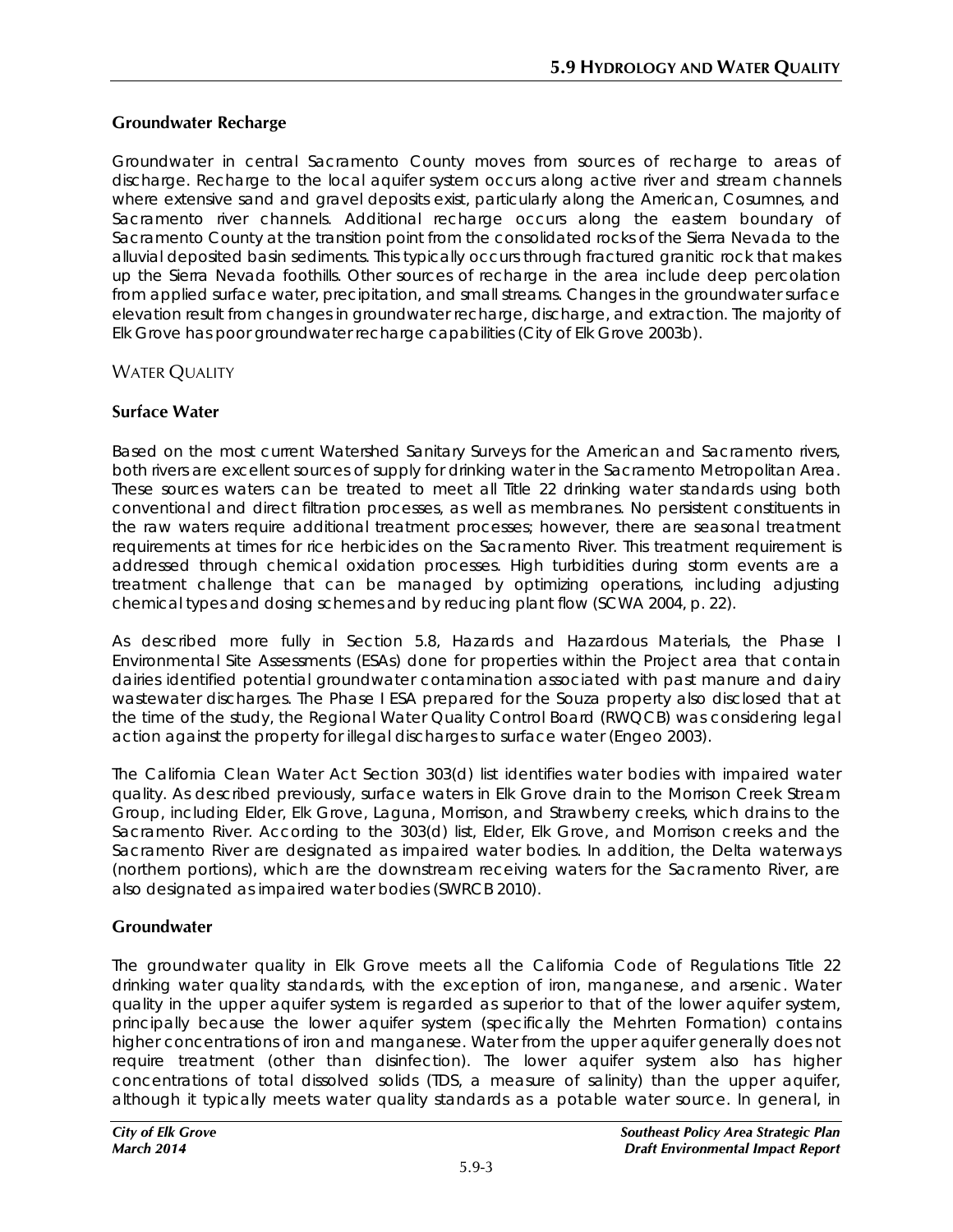### Groundwater Recharge

Groundwater in central Sacramento County moves from sources of recharge to areas of discharge. Recharge to the local aquifer system occurs along active river and stream channels where extensive sand and gravel deposits exist, particularly along the American, Cosumnes, and Sacramento river channels. Additional recharge occurs along the eastern boundary of Sacramento County at the transition point from the consolidated rocks of the Sierra Nevada to the alluvial deposited basin sediments. This typically occurs through fractured granitic rock that makes up the Sierra Nevada foothills. Other sources of recharge in the area include deep percolation from applied surface water, precipitation, and small streams. Changes in the groundwater surface elevation result from changes in groundwater recharge, discharge, and extraction. The majority of Elk Grove has poor groundwater recharge capabilities (City of Elk Grove 2003b).

## Water Quality

### Surface Water

Based on the most current Watershed Sanitary Surveys for the American and Sacramento rivers, both rivers are excellent sources of supply for drinking water in the Sacramento Metropolitan Area. These sources waters can be treated to meet all Title 22 drinking water standards using both conventional and direct filtration processes, as well as membranes. No persistent constituents in the raw waters require additional treatment processes; however, there are seasonal treatment requirements at times for rice herbicides on the Sacramento River. This treatment requirement is addressed through chemical oxidation processes. High turbidities during storm events are a treatment challenge that can be managed by optimizing operations, including adjusting chemical types and dosing schemes and by reducing plant flow (SCWA 2004, p. 22).

As described more fully in Section 5.8, Hazards and Hazardous Materials, the Phase I Environmental Site Assessments (ESAs) done for properties within the Project area that contain dairies identified potential groundwater contamination associated with past manure and dairy wastewater discharges. The Phase I ESA prepared for the Souza property also disclosed that at the time of the study, the Regional Water Quality Control Board (RWQCB) was considering legal action against the property for illegal discharges to surface water (Engeo 2003).

The California Clean Water Act Section 303(d) list identifies water bodies with impaired water quality. As described previously, surface waters in Elk Grove drain to the Morrison Creek Stream Group, including Elder, Elk Grove, Laguna, Morrison, and Strawberry creeks, which drains to the Sacramento River. According to the 303(d) list, Elder, Elk Grove, and Morrison creeks and the Sacramento River are designated as impaired water bodies. In addition, the Delta waterways (northern portions), which are the downstream receiving waters for the Sacramento River, are also designated as impaired water bodies (SWRCB 2010).

### Groundwater

The groundwater quality in Elk Grove meets all the California Code of Regulations Title 22 drinking water quality standards, with the exception of iron, manganese, and arsenic. Water quality in the upper aquifer system is regarded as superior to that of the lower aquifer system, principally because the lower aquifer system (specifically the Mehrten Formation) contains higher concentrations of iron and manganese. Water from the upper aquifer generally does not require treatment (other than disinfection). The lower aquifer system also has higher concentrations of total dissolved solids (TDS, a measure of salinity) than the upper aquifer, although it typically meets water quality standards as a potable water source. In general, in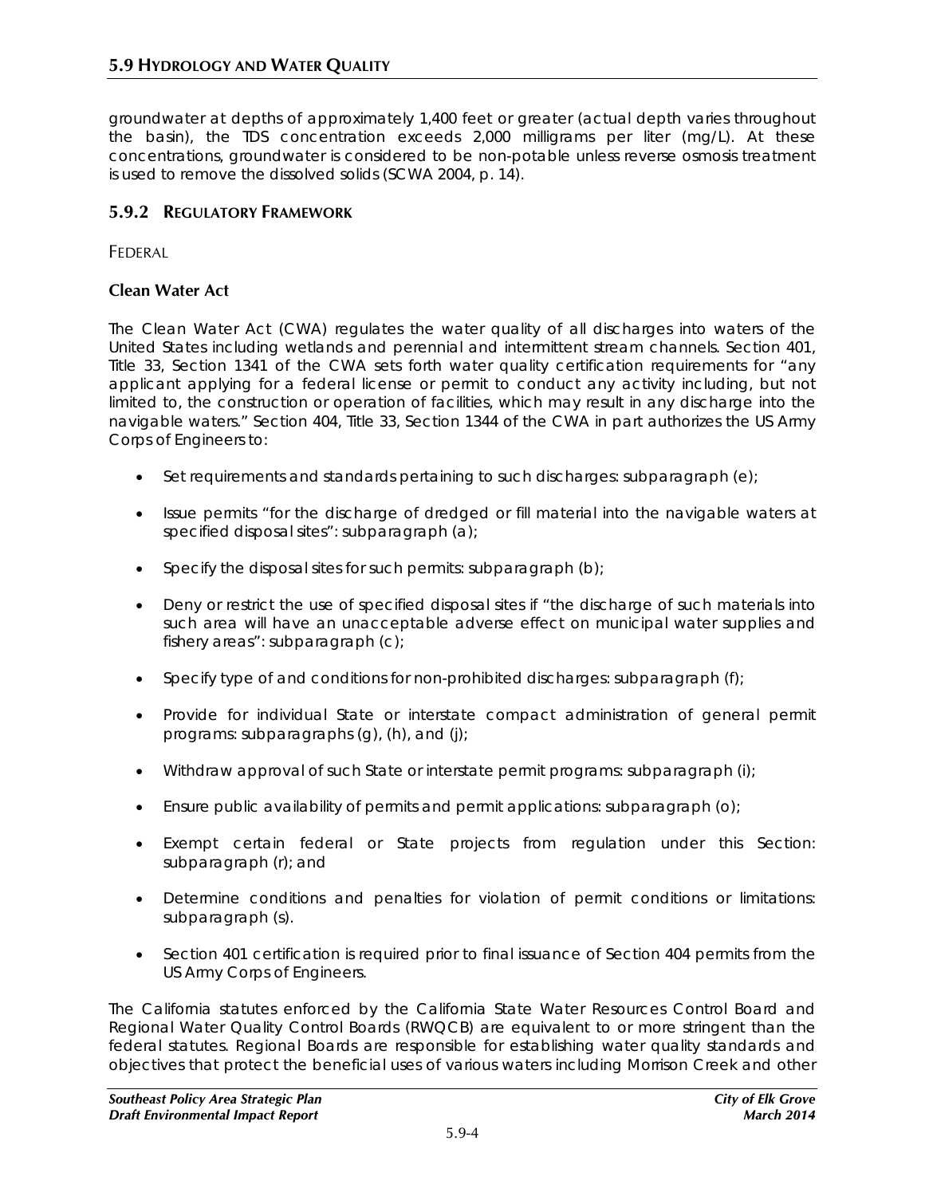groundwater at depths of approximately 1,400 feet or greater (actual depth varies throughout the basin), the TDS concentration exceeds 2,000 milligrams per liter (mg/L). At these concentrations, groundwater is considered to be non-potable unless reverse osmosis treatment is used to remove the dissolved solids (SCWA 2004, p. 14).

## 5.9.2 REGULATORY FRAMEWORK

FEDERAL

### Clean Water Act

The Clean Water Act (CWA) regulates the water quality of all discharges into waters of the United States including wetlands and perennial and intermittent stream channels. Section 401, Title 33, Section 1341 of the CWA sets forth water quality certification requirements for "any applicant applying for a federal license or permit to conduct any activity including, but not limited to, the construction or operation of facilities, which may result in any discharge into the navigable waters." Section 404, Title 33, Section 1344 of the CWA in part authorizes the US Army Corps of Engineers to:

- Set requirements and standards pertaining to such discharges: subparagraph (e);
- Issue permits "for the discharge of dredged or fill material into the navigable waters at specified disposal sites": subparagraph (a);
- Specify the disposal sites for such permits: subparagraph (b);
- Deny or restrict the use of specified disposal sites if "the discharge of such materials into such area will have an unacceptable adverse effect on municipal water supplies and fishery areas": subparagraph (c);
- Specify type of and conditions for non-prohibited discharges: subparagraph (f);
- Provide for individual State or interstate compact administration of general permit programs: subparagraphs (g), (h), and (j);
- Withdraw approval of such State or interstate permit programs: subparagraph (i);
- Ensure public availability of permits and permit applications: subparagraph (o);
- Exempt certain federal or State projects from regulation under this Section: subparagraph (r); and
- Determine conditions and penalties for violation of permit conditions or limitations: subparagraph (s).
- Section 401 certification is required prior to final issuance of Section 404 permits from the US Army Corps of Engineers.

The California statutes enforced by the California State Water Resources Control Board and Regional Water Quality Control Boards (RWQCB) are equivalent to or more stringent than the federal statutes. Regional Boards are responsible for establishing water quality standards and objectives that protect the beneficial uses of various waters including Morrison Creek and other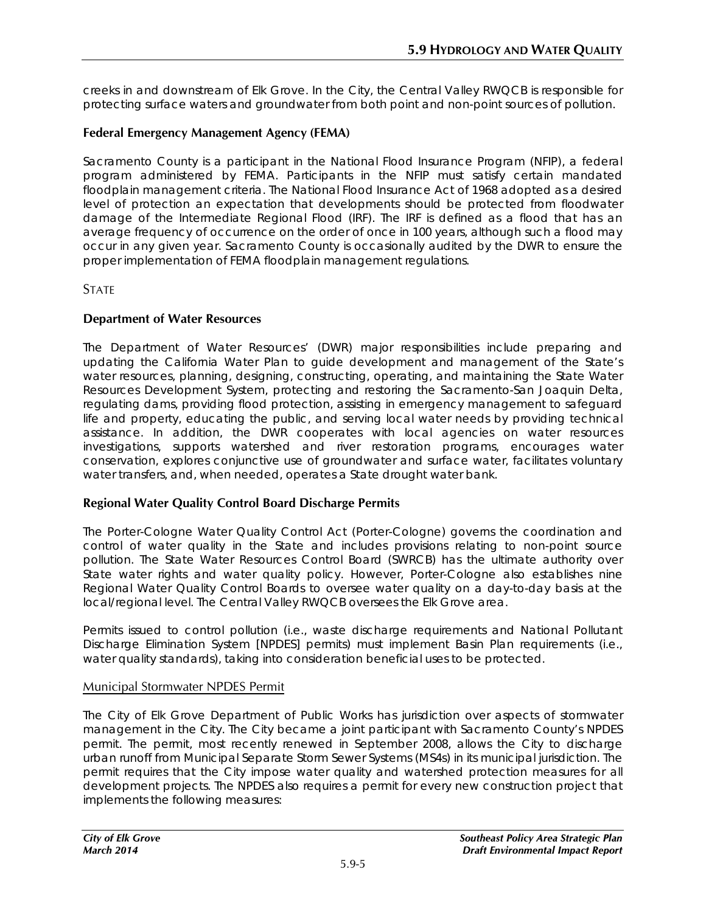creeks in and downstream of Elk Grove. In the City, the Central Valley RWQCB is responsible for protecting surface waters and groundwater from both point and non-point sources of pollution.

### Federal Emergency Management Agency (FEMA)

Sacramento County is a participant in the National Flood Insurance Program (NFIP), a federal program administered by FEMA. Participants in the NFIP must satisfy certain mandated floodplain management criteria. The National Flood Insurance Act of 1968 adopted as a desired level of protection an expectation that developments should be protected from floodwater damage of the Intermediate Regional Flood (IRF). The IRF is defined as a flood that has an average frequency of occurrence on the order of once in 100 years, although such a flood may occur in any given year. Sacramento County is occasionally audited by the DWR to ensure the proper implementation of FEMA floodplain management regulations.

## STATE

### Department of Water Resources

The Department of Water Resources' (DWR) major responsibilities include preparing and updating the California Water Plan to guide development and management of the State's water resources, planning, designing, constructing, operating, and maintaining the State Water Resources Development System, protecting and restoring the Sacramento-San Joaquin Delta, regulating dams, providing flood protection, assisting in emergency management to safeguard life and property, educating the public, and serving local water needs by providing technical assistance. In addition, the DWR cooperates with local agencies on water resources investigations, supports watershed and river restoration programs, encourages water conservation, explores conjunctive use of groundwater and surface water, facilitates voluntary water transfers, and, when needed, operates a State drought water bank.

### Regional Water Quality Control Board Discharge Permits

The Porter-Cologne Water Quality Control Act (Porter-Cologne) governs the coordination and control of water quality in the State and includes provisions relating to non-point source pollution. The State Water Resources Control Board (SWRCB) has the ultimate authority over State water rights and water quality policy. However, Porter-Cologne also establishes nine Regional Water Quality Control Boards to oversee water quality on a day-to-day basis at the local/regional level. The Central Valley RWQCB oversees the Elk Grove area.

Permits issued to control pollution (i.e., waste discharge requirements and National Pollutant Discharge Elimination System [NPDES] permits) must implement Basin Plan requirements (i.e., water quality standards), taking into consideration beneficial uses to be protected.

#### Municipal Stormwater NPDES Permit

The City of Elk Grove Department of Public Works has jurisdiction over aspects of stormwater management in the City. The City became a joint participant with Sacramento County's NPDES permit. The permit, most recently renewed in September 2008, allows the City to discharge urban runoff from Municipal Separate Storm Sewer Systems (MS4s) in its municipal jurisdiction. The permit requires that the City impose water quality and watershed protection measures for all development projects. The NPDES also requires a permit for every new construction project that implements the following measures: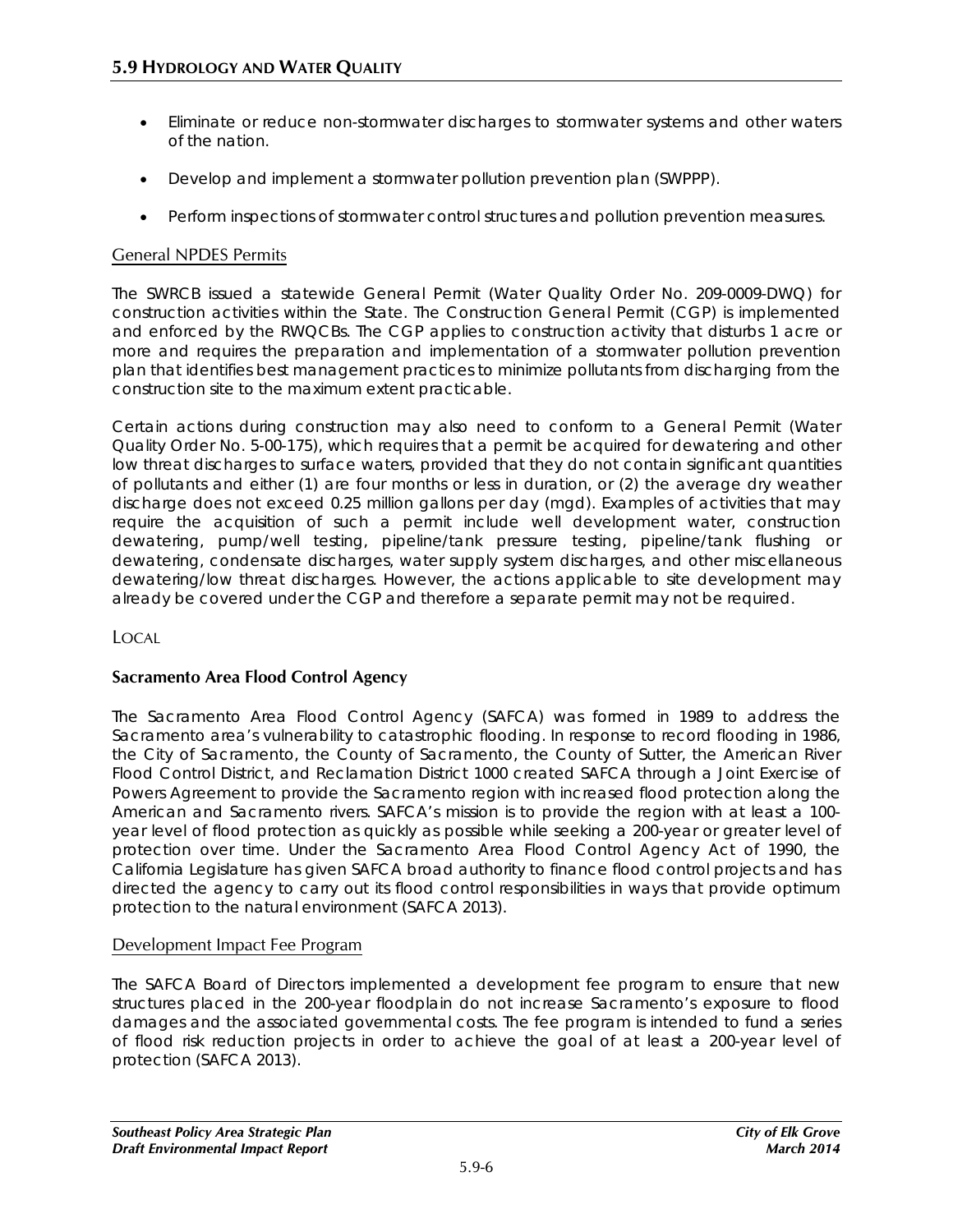- Eliminate or reduce non-stormwater discharges to stormwater systems and other waters of the nation.
- Develop and implement a stormwater pollution prevention plan (SWPPP).
- Perform inspections of stormwater control structures and pollution prevention measures.

#### General NPDES Permits

The SWRCB issued a statewide General Permit (Water Quality Order No. 209-0009-DWQ) for construction activities within the State. The Construction General Permit (CGP) is implemented and enforced by the RWQCBs. The CGP applies to construction activity that disturbs 1 acre or more and requires the preparation and implementation of a stormwater pollution prevention plan that identifies best management practices to minimize pollutants from discharging from the construction site to the maximum extent practicable.

Certain actions during construction may also need to conform to a General Permit (Water Quality Order No. 5-00-175), which requires that a permit be acquired for dewatering and other low threat discharges to surface waters, provided that they do not contain significant quantities of pollutants and either (1) are four months or less in duration, or (2) the average dry weather discharge does not exceed 0.25 million gallons per day (mgd). Examples of activities that may require the acquisition of such a permit include well development water, construction dewatering, pump/well testing, pipeline/tank pressure testing, pipeline/tank flushing or dewatering, condensate discharges, water supply system discharges, and other miscellaneous dewatering/low threat discharges. However, the actions applicable to site development may already be covered under the CGP and therefore a separate permit may not be required.

## LOCAL

### Sacramento Area Flood Control Agency

The Sacramento Area Flood Control Agency (SAFCA) was formed in 1989 to address the Sacramento area's vulnerability to catastrophic flooding. In response to record flooding in 1986, the City of Sacramento, the County of Sacramento, the County of Sutter, the American River Flood Control District, and Reclamation District 1000 created SAFCA through a Joint Exercise of Powers Agreement to provide the Sacramento region with increased flood protection along the American and Sacramento rivers. SAFCA's mission is to provide the region with at least a 100-year level of flood protection as quickly as possible while seeking a 200-year or greater level of protection over time. Under the Sacramento Area Flood Control Agency Act of 1990, the California Legislature has given SAFCA broad authority to finance flood control projects and has directed the agency to carry out its flood control responsibilities in ways that provide optimum protection to the natural environment (SAFCA 2013).

#### Development Impact Fee Program

The SAFCA Board of Directors implemented a development fee program to ensure that new structures placed in the 200-year floodplain do not increase Sacramento's exposure to flood damages and the associated governmental costs. The fee program is intended to fund a series of flood risk reduction projects in order to achieve the goal of at least a 200-year level of protection (SAFCA 2013).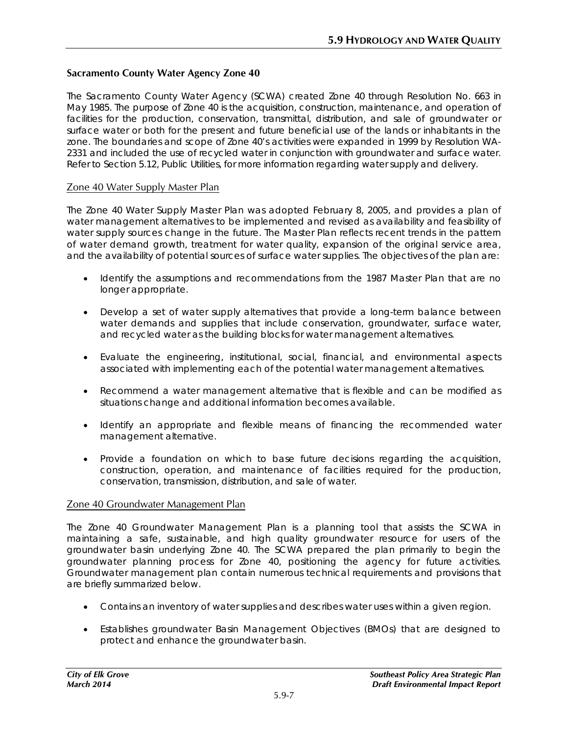## Sacramento County Water Agency Zone 40

The Sacramento County Water Agency (SCWA) created Zone 40 through Resolution No. 663 in May 1985. The purpose of Zone 40 is the acquisition, construction, maintenance, and operation of facilities for the production, conservation, transmittal, distribution, and sale of groundwater or surface water or both for the present and future beneficial use of the lands or inhabitants in the zone. The boundaries and scope of Zone 40's activities were expanded in 1999 by Resolution WA-2331 and included the use of recycled water in conjunction with groundwater and surface water. Refer to Section 5.12, Public Utilities, for more information regarding water supply and delivery.

### Zone 40 Water Supply Master Plan

The Zone 40 Water Supply Master Plan was adopted February 8, 2005, and provides a plan of water management alternatives to be implemented and revised as availability and feasibility of water supply sources change in the future. The Master Plan reflects recent trends in the pattern of water demand growth, treatment for water quality, expansion of the original service area, and the availability of potential sources of surface water supplies. The objectives of the plan are:

- Identify the assumptions and recommendations from the 1987 Master Plan that are no longer appropriate.
- Develop a set of water supply alternatives that provide a long-term balance between water demands and supplies that include conservation, groundwater, surface water, and recycled water as the building blocks for water management alternatives.
- Evaluate the engineering, institutional, social, financial, and environmental aspects associated with implementing each of the potential water management alternatives.
- Recommend a water management alternative that is flexible and can be modified as situations change and additional information becomes available.
- Identify an appropriate and flexible means of financing the recommended water management alternative.
- Provide a foundation on which to base future decisions regarding the acquisition, construction, operation, and maintenance of facilities required for the production, conservation, transmission, distribution, and sale of water.

### Zone 40 Groundwater Management Plan

The Zone 40 Groundwater Management Plan is a planning tool that assists the SCWA in maintaining a safe, sustainable, and high quality groundwater resource for users of the groundwater basin underlying Zone 40. The SCWA prepared the plan primarily to begin the groundwater planning process for Zone 40, positioning the agency for future activities. Groundwater management plan contain numerous technical requirements and provisions that are briefly summarized below.

- Contains an inventory of water supplies and describes water uses within a given region.
- Establishes groundwater Basin Management Objectives (BMOs) that are designed to protect and enhance the groundwater basin.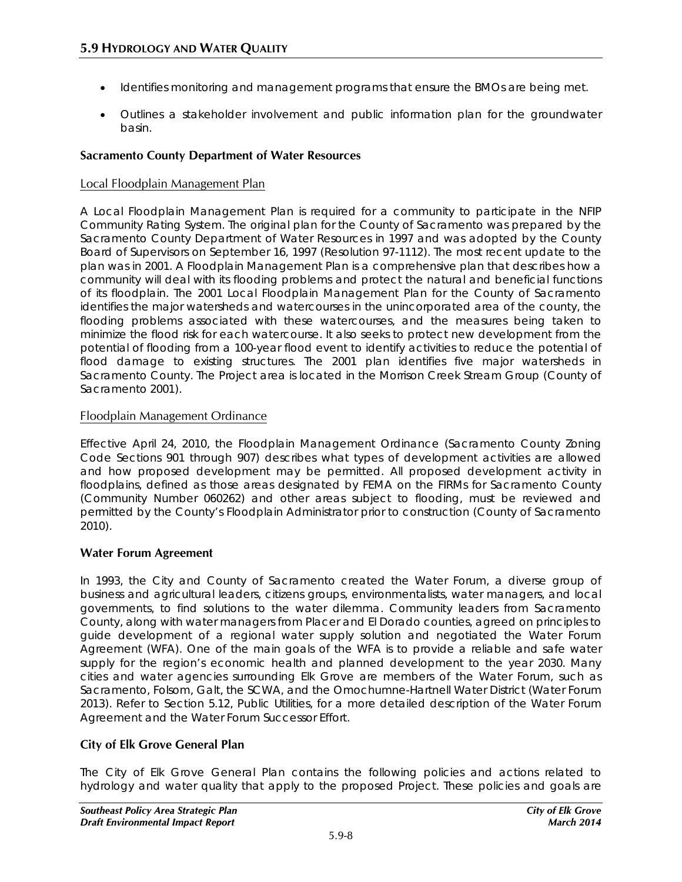- Identifies monitoring and management programs that ensure the BMOs are being met.
- Outlines a stakeholder involvement and public information plan for the groundwater basin.

### Sacramento County Department of Water Resources

#### Local Floodplain Management Plan

A Local Floodplain Management Plan is required for a community to participate in the NFIP Community Rating System. The original plan for the County of Sacramento was prepared by the Sacramento County Department of Water Resources in 1997 and was adopted by the County Board of Supervisors on September 16, 1997 (Resolution 97-1112). The most recent update to the plan was in 2001. A Floodplain Management Plan is a comprehensive plan that describes how a community will deal with its flooding problems and protect the natural and beneficial functions of its floodplain. The 2001 Local Floodplain Management Plan for the County of Sacramento identifies the major watersheds and watercourses in the unincorporated area of the county, the flooding problems associated with these watercourses, and the measures being taken to minimize the flood risk for each watercourse. It also seeks to protect new development from the potential of flooding from a 100-year flood event to identify activities to reduce the potential of flood damage to existing structures. The 2001 plan identifies five major watersheds in Sacramento County. The Project area is located in the Morrison Creek Stream Group (County of Sacramento 2001).

#### Floodplain Management Ordinance

Effective April 24, 2010, the Floodplain Management Ordinance (Sacramento County Zoning Code Sections 901 through 907) describes what types of development activities are allowed and how proposed development may be permitted. All proposed development activity in floodplains, defined as those areas designated by FEMA on the FIRMs for Sacramento County (Community Number 060262) and other areas subject to flooding, must be reviewed and permitted by the County's Floodplain Administrator prior to construction (County of Sacramento 2010).

### Water Forum Agreement

In 1993, the City and County of Sacramento created the Water Forum, a diverse group of business and agricultural leaders, citizens groups, environmentalists, water managers, and local governments, to find solutions to the water dilemma. Community leaders from Sacramento County, along with water managers from Placer and El Dorado counties, agreed on principles to guide development of a regional water supply solution and negotiated the Water Forum Agreement (WFA). One of the main goals of the WFA is to provide a reliable and safe water supply for the region's economic health and planned development to the year 2030. Many cities and water agencies surrounding Elk Grove are members of the Water Forum, such as Sacramento, Folsom, Galt, the SCWA, and the Omochumne-Hartnell Water District (Water Forum 2013). Refer to Section 5.12, Public Utilities, for a more detailed description of the Water Forum Agreement and the Water Forum Successor Effort.

### City of Elk Grove General Plan

The City of Elk Grove General Plan contains the following policies and actions related to hydrology and water quality that apply to the proposed Project. These policies and goals are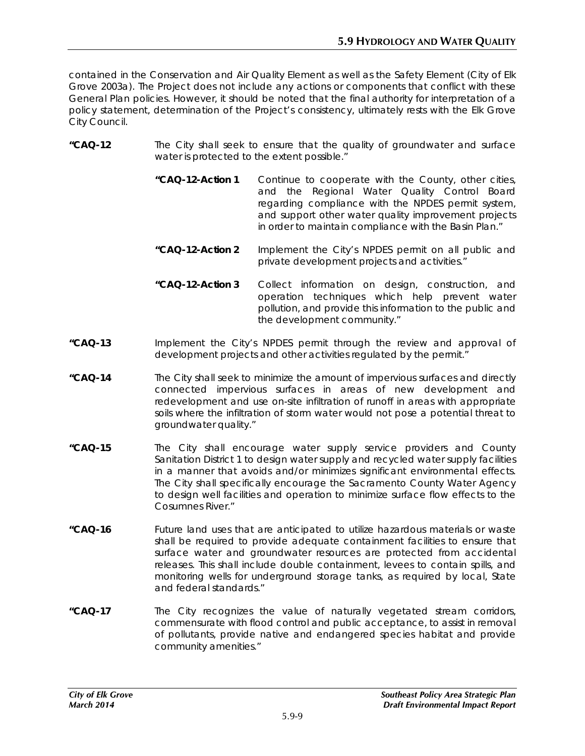contained in the Conservation and Air Quality Element as well as the Safety Element (City of Elk Grove 2003a). The Project does not include any actions or components that conflict with these General Plan policies. However, it should be noted that the final authority for interpretation of a policy statement, determination of the Project's consistency, ultimately rests with the Elk Grove City Council.

**"CAQ-12** *The City shall seek to ensure that the quality of groundwater and surface water is protected to the extent possible."*

> **"CAQ-12-Action 1** *Continue to cooperate with the County, other cities, and the Regional Water Quality Control Board regarding compliance with the NPDES permit system, and support other water quality improvement projects in order to maintain compliance with the Basin Plan."*
>
> **"CAQ-12-Action 2** *Implement the City's NPDES permit on all public and private development projects and activities."*
>
> **"CAQ-12-Action 3** *Collect information on design, construction, and operation techniques which help prevent water pollution, and provide this information to the public and the development community."*

**"CAQ-13** *Implement the City's NPDES permit through the review and approval of development projects and other activities regulated by the permit."*

**"CAQ-14** *The City shall seek to minimize the amount of impervious surfaces and directly connected impervious surfaces in areas of new development and redevelopment and use on-site infiltration of runoff in areas with appropriate soils where the infiltration of storm water would not pose a potential threat to groundwater quality."*

**"CAQ-15** *The City shall encourage water supply service providers and County Sanitation District 1 to design water supply and recycled water supply facilities in a manner that avoids and/or minimizes significant environmental effects. The City shall specifically encourage the Sacramento County Water Agency to design well facilities and operation to minimize surface flow effects to the Cosumnes River."*

**"CAQ-16** *Future land uses that are anticipated to utilize hazardous materials or waste shall be required to provide adequate containment facilities to ensure that surface water and groundwater resources are protected from accidental releases. This shall include double containment, levees to contain spills, and monitoring wells for underground storage tanks, as required by local, State and federal standards."*

**"CAQ-17** *The City recognizes the value of naturally vegetated stream corridors, commensurate with flood control and public acceptance, to assist in removal of pollutants, provide native and endangered species habitat and provide community amenities."*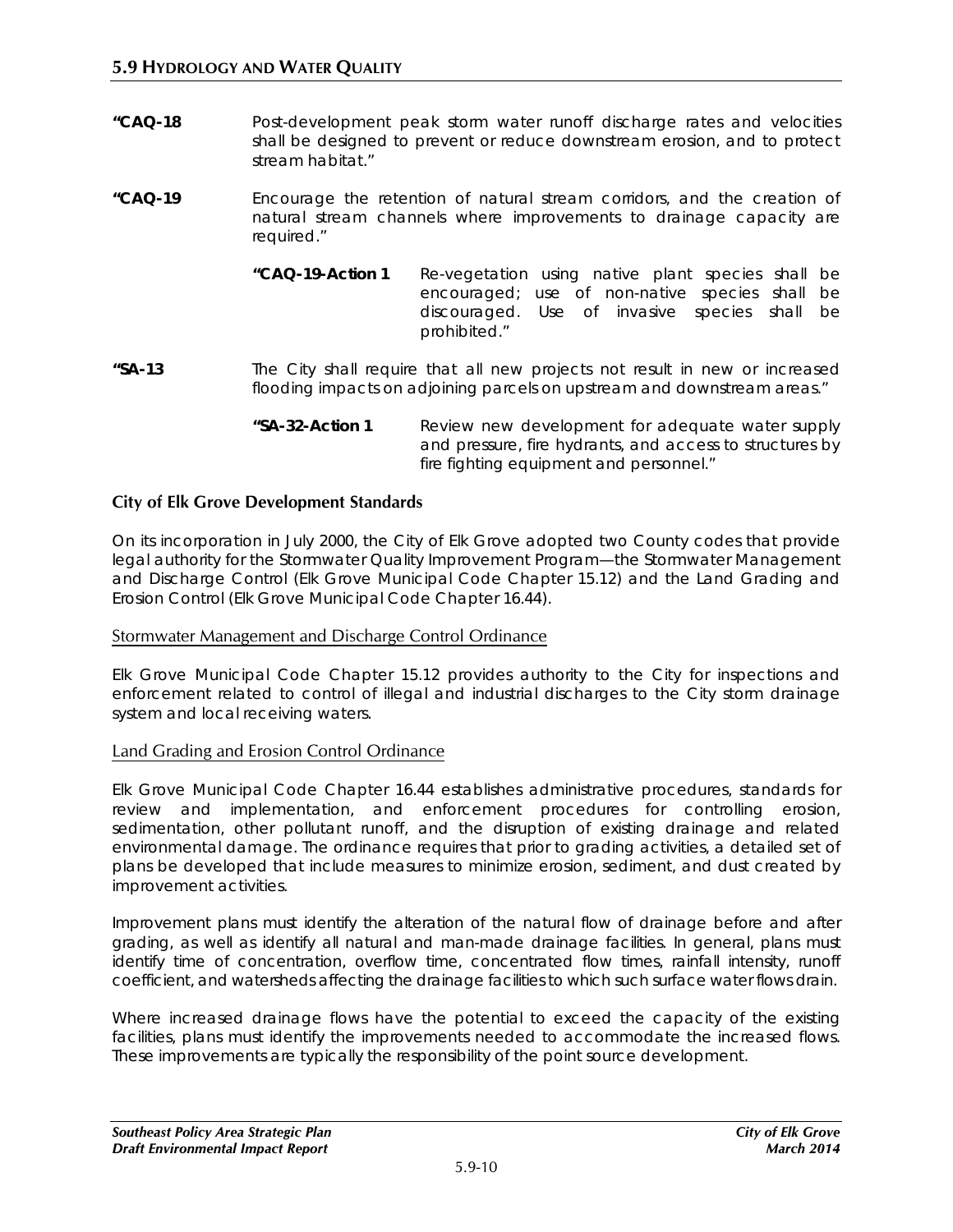**"CAQ-18** Post-development peak storm water runoff discharge rates and velocities shall be designed to prevent or reduce downstream erosion, and to protect stream habitat."

**"CAQ-19** Encourage the retention of natural stream corridors, and the creation of natural stream channels where improvements to drainage capacity are required."

> **"CAQ-19-Action 1** Re-vegetation using native plant species shall be encouraged; use of non-native species shall be discouraged. Use of invasive species shall be prohibited."

**"SA-13** The City shall require that all new projects not result in new or increased flooding impacts on adjoining parcels on upstream and downstream areas."

> **"SA-32-Action 1** Review new development for adequate water supply and pressure, fire hydrants, and access to structures by fire fighting equipment and personnel."

### City of Elk Grove Development Standards

On its incorporation in July 2000, the City of Elk Grove adopted two County codes that provide legal authority for the Stormwater Quality Improvement Program—the Stormwater Management and Discharge Control (Elk Grove Municipal Code Chapter 15.12) and the Land Grading and Erosion Control (Elk Grove Municipal Code Chapter 16.44).

#### Stormwater Management and Discharge Control Ordinance

Elk Grove Municipal Code Chapter 15.12 provides authority to the City for inspections and enforcement related to control of illegal and industrial discharges to the City storm drainage system and local receiving waters.

#### Land Grading and Erosion Control Ordinance

Elk Grove Municipal Code Chapter 16.44 establishes administrative procedures, standards for review and implementation, and enforcement procedures for controlling erosion, sedimentation, other pollutant runoff, and the disruption of existing drainage and related environmental damage. The ordinance requires that prior to grading activities, a detailed set of plans be developed that include measures to minimize erosion, sediment, and dust created by improvement activities.

Improvement plans must identify the alteration of the natural flow of drainage before and after grading, as well as identify all natural and man-made drainage facilities. In general, plans must identify time of concentration, overflow time, concentrated flow times, rainfall intensity, runoff coefficient, and watersheds affecting the drainage facilities to which such surface water flows drain.

Where increased drainage flows have the potential to exceed the capacity of the existing facilities, plans must identify the improvements needed to accommodate the increased flows. These improvements are typically the responsibility of the point source development.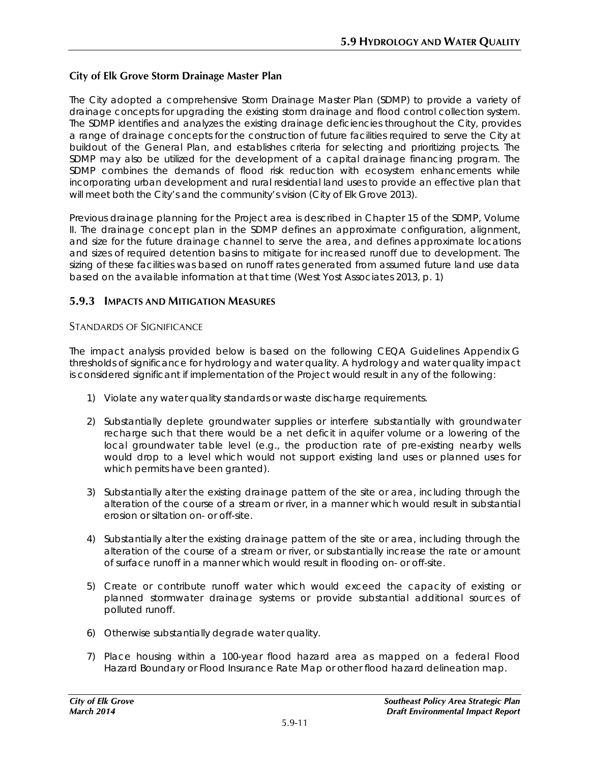**City of Elk Grove Storm Drainage Master Plan**

The City adopted a comprehensive Storm Drainage Master Plan (SDMP) to provide a variety of drainage concepts for upgrading the existing storm drainage and flood control collection system. The SDMP identifies and analyzes the existing drainage deficiencies throughout the City, provides a range of drainage concepts for the construction of future facilities required to serve the City at buildout of the General Plan, and establishes criteria for selecting and prioritizing projects. The SDMP may also be utilized for the development of a capital drainage financing program. The SDMP combines the demands of flood risk reduction with ecosystem enhancements while incorporating urban development and rural residential land uses to provide an effective plan that will meet both the City's and the community's vision (City of Elk Grove 2013).

Previous drainage planning for the Project area is described in Chapter 15 of the SDMP, Volume II. The drainage concept plan in the SDMP defines an approximate configuration, alignment, and size for the future drainage channel to serve the area, and defines approximate locations and sizes of required detention basins to mitigate for increased runoff due to development. The sizing of these facilities was based on runoff rates generated from assumed future land use data based on the available information at that time (West Yost Associates 2013, p. 1)

## 5.9.3 Impacts and Mitigation Measures

### Standards of Significance

The impact analysis provided below is based on the following CEQA Guidelines Appendix G thresholds of significance for hydrology and water quality. A hydrology and water quality impact is considered significant if implementation of the Project would result in any of the following:

1) Violate any water quality standards or waste discharge requirements.

2) Substantially deplete groundwater supplies or interfere substantially with groundwater recharge such that there would be a net deficit in aquifer volume or a lowering of the local groundwater table level (e.g., the production rate of pre-existing nearby wells would drop to a level which would not support existing land uses or planned uses for which permits have been granted).

3) Substantially alter the existing drainage pattern of the site or area, including through the alteration of the course of a stream or river, in a manner which would result in substantial erosion or siltation on- or off-site.

4) Substantially alter the existing drainage pattern of the site or area, including through the alteration of the course of a stream or river, or substantially increase the rate or amount of surface runoff in a manner which would result in flooding on- or off-site.

5) Create or contribute runoff water which would exceed the capacity of existing or planned stormwater drainage systems or provide substantial additional sources of polluted runoff.

6) Otherwise substantially degrade water quality.

7) Place housing within a 100-year flood hazard area as mapped on a federal Flood Hazard Boundary or Flood Insurance Rate Map or other flood hazard delineation map.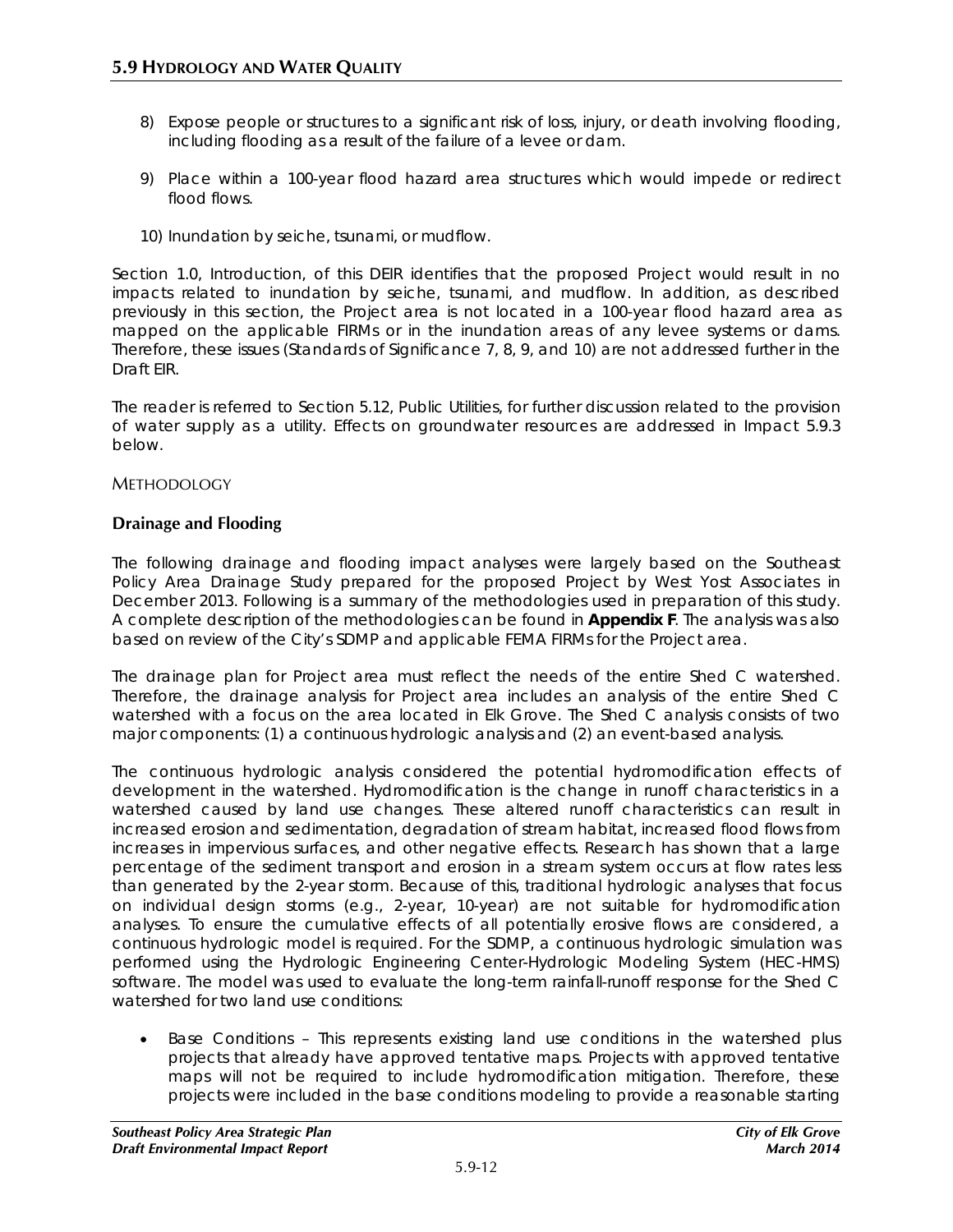8) Expose people or structures to a significant risk of loss, injury, or death involving flooding, including flooding as a result of the failure of a levee or dam.

9) Place within a 100-year flood hazard area structures which would impede or redirect flood flows.

10) Inundation by seiche, tsunami, or mudflow.

Section 1.0, Introduction, of this DEIR identifies that the proposed Project would result in no impacts related to inundation by seiche, tsunami, and mudflow. In addition, as described previously in this section, the Project area is not located in a 100-year flood hazard area as mapped on the applicable FIRMs or in the inundation areas of any levee systems or dams. Therefore, these issues (Standards of Significance 7, 8, 9, and 10) are not addressed further in the Draft EIR.

The reader is referred to Section 5.12, Public Utilities, for further discussion related to the provision of water supply as a utility. Effects on groundwater resources are addressed in Impact 5.9.3 below.

## METHODOLOGY

### Drainage and Flooding

The following drainage and flooding impact analyses were largely based on the Southeast Policy Area Drainage Study prepared for the proposed Project by West Yost Associates in December 2013. Following is a summary of the methodologies used in preparation of this study. A complete description of the methodologies can be found in **Appendix F**. The analysis was also based on review of the City's SDMP and applicable FEMA FIRMs for the Project area.

The drainage plan for Project area must reflect the needs of the entire Shed C watershed. Therefore, the drainage analysis for Project area includes an analysis of the entire Shed C watershed with a focus on the area located in Elk Grove. The Shed C analysis consists of two major components: (1) a continuous hydrologic analysis and (2) an event-based analysis.

The continuous hydrologic analysis considered the potential hydromodification effects of development in the watershed. Hydromodification is the change in runoff characteristics in a watershed caused by land use changes. These altered runoff characteristics can result in increased erosion and sedimentation, degradation of stream habitat, increased flood flows from increases in impervious surfaces, and other negative effects. Research has shown that a large percentage of the sediment transport and erosion in a stream system occurs at flow rates less than generated by the 2-year storm. Because of this, traditional hydrologic analyses that focus on individual design storms (e.g., 2-year, 10-year) are not suitable for hydromodification analyses. To ensure the cumulative effects of all potentially erosive flows are considered, a continuous hydrologic model is required. For the SDMP, a continuous hydrologic simulation was performed using the Hydrologic Engineering Center-Hydrologic Modeling System (HEC-HMS) software. The model was used to evaluate the long-term rainfall-runoff response for the Shed C watershed for two land use conditions:

- Base Conditions – This represents existing land use conditions in the watershed plus projects that already have approved tentative maps. Projects with approved tentative maps will not be required to include hydromodification mitigation. Therefore, these projects were included in the base conditions modeling to provide a reasonable starting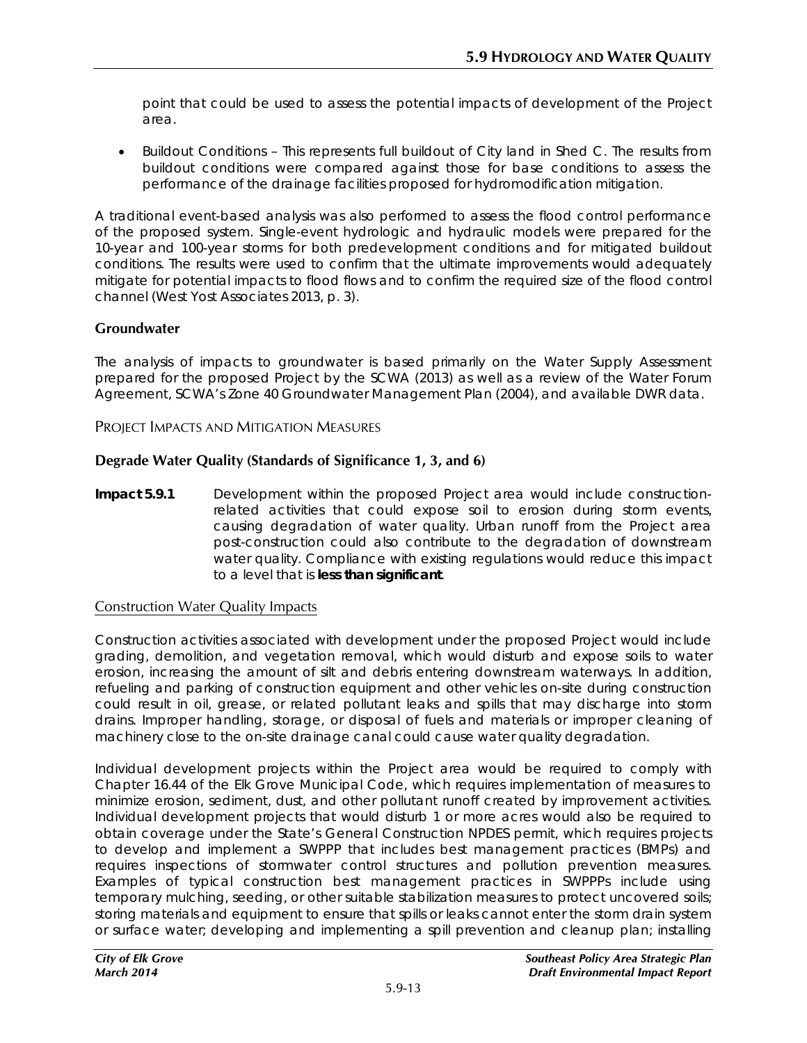point that could be used to assess the potential impacts of development of the Project area.

- Buildout Conditions – This represents full buildout of City land in Shed C. The results from buildout conditions were compared against those for base conditions to assess the performance of the drainage facilities proposed for hydromodification mitigation.

A traditional event-based analysis was also performed to assess the flood control performance of the proposed system. Single-event hydrologic and hydraulic models were prepared for the 10-year and 100-year storms for both predevelopment conditions and for mitigated buildout conditions. The results were used to confirm that the ultimate improvements would adequately mitigate for potential impacts to flood flows and to confirm the required size of the flood control channel (West Yost Associates 2013, p. 3).

**Groundwater**

The analysis of impacts to groundwater is based primarily on the Water Supply Assessment prepared for the proposed Project by the SCWA (2013) as well as a review of the Water Forum Agreement, SCWA's Zone 40 Groundwater Management Plan (2004), and available DWR data.

PROJECT IMPACTS AND MITIGATION MEASURES

**Degrade Water Quality (Standards of Significance 1, 3, and 6)**

**Impact 5.9.1** Development within the proposed Project area would include construction-related activities that could expose soil to erosion during storm events, causing degradation of water quality. Urban runoff from the Project area post-construction could also contribute to the degradation of downstream water quality. Compliance with existing regulations would reduce this impact to a level that is ***less than significant***.

Construction Water Quality Impacts

Construction activities associated with development under the proposed Project would include grading, demolition, and vegetation removal, which would disturb and expose soils to water erosion, increasing the amount of silt and debris entering downstream waterways. In addition, refueling and parking of construction equipment and other vehicles on-site during construction could result in oil, grease, or related pollutant leaks and spills that may discharge into storm drains. Improper handling, storage, or disposal of fuels and materials or improper cleaning of machinery close to the on-site drainage canal could cause water quality degradation.

Individual development projects within the Project area would be required to comply with Chapter 16.44 of the Elk Grove Municipal Code, which requires implementation of measures to minimize erosion, sediment, dust, and other pollutant runoff created by improvement activities. Individual development projects that would disturb 1 or more acres would also be required to obtain coverage under the State's General Construction NPDES permit, which requires projects to develop and implement a SWPPP that includes best management practices (BMPs) and requires inspections of stormwater control structures and pollution prevention measures. Examples of typical construction best management practices in SWPPPs include using temporary mulching, seeding, or other suitable stabilization measures to protect uncovered soils; storing materials and equipment to ensure that spills or leaks cannot enter the storm drain system or surface water; developing and implementing a spill prevention and cleanup plan; installing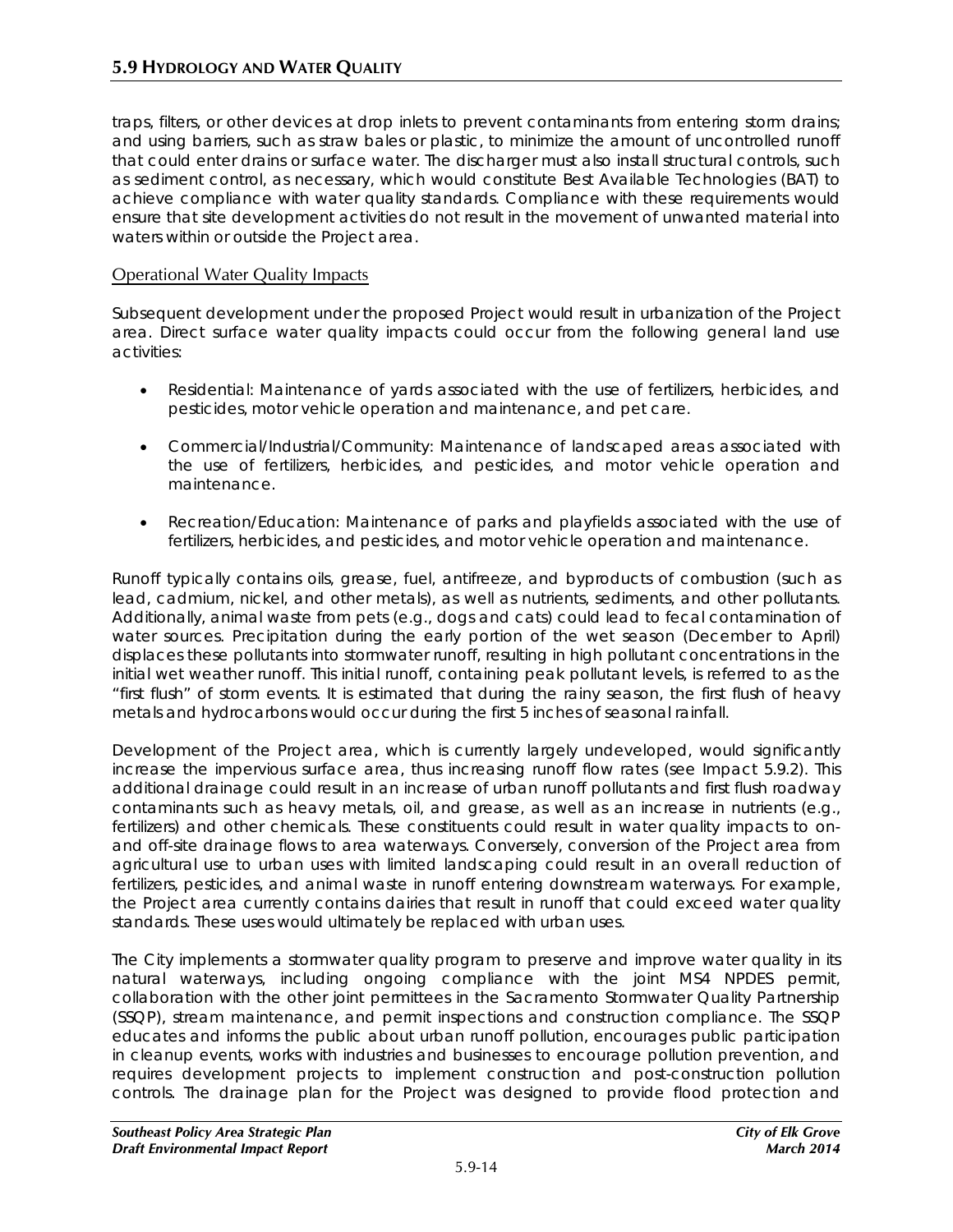traps, filters, or other devices at drop inlets to prevent contaminants from entering storm drains; and using barriers, such as straw bales or plastic, to minimize the amount of uncontrolled runoff that could enter drains or surface water. The discharger must also install structural controls, such as sediment control, as necessary, which would constitute Best Available Technologies (BAT) to achieve compliance with water quality standards. Compliance with these requirements would ensure that site development activities do not result in the movement of unwanted material into waters within or outside the Project area.

### Operational Water Quality Impacts

Subsequent development under the proposed Project would result in urbanization of the Project area. Direct surface water quality impacts could occur from the following general land use activities:

- Residential: Maintenance of yards associated with the use of fertilizers, herbicides, and pesticides, motor vehicle operation and maintenance, and pet care.
- Commercial/Industrial/Community: Maintenance of landscaped areas associated with the use of fertilizers, herbicides, and pesticides, and motor vehicle operation and maintenance.
- Recreation/Education: Maintenance of parks and playfields associated with the use of fertilizers, herbicides, and pesticides, and motor vehicle operation and maintenance.

Runoff typically contains oils, grease, fuel, antifreeze, and byproducts of combustion (such as lead, cadmium, nickel, and other metals), as well as nutrients, sediments, and other pollutants. Additionally, animal waste from pets (e.g., dogs and cats) could lead to fecal contamination of water sources. Precipitation during the early portion of the wet season (December to April) displaces these pollutants into stormwater runoff, resulting in high pollutant concentrations in the initial wet weather runoff. This initial runoff, containing peak pollutant levels, is referred to as the "first flush" of storm events. It is estimated that during the rainy season, the first flush of heavy metals and hydrocarbons would occur during the first 5 inches of seasonal rainfall.

Development of the Project area, which is currently largely undeveloped, would significantly increase the impervious surface area, thus increasing runoff flow rates (see Impact 5.9.2). This additional drainage could result in an increase of urban runoff pollutants and first flush roadway contaminants such as heavy metals, oil, and grease, as well as an increase in nutrients (e.g., fertilizers) and other chemicals. These constituents could result in water quality impacts to on- and off-site drainage flows to area waterways. Conversely, conversion of the Project area from agricultural use to urban uses with limited landscaping could result in an overall reduction of fertilizers, pesticides, and animal waste in runoff entering downstream waterways. For example, the Project area currently contains dairies that result in runoff that could exceed water quality standards. These uses would ultimately be replaced with urban uses.

The City implements a stormwater quality program to preserve and improve water quality in its natural waterways, including ongoing compliance with the joint MS4 NPDES permit, collaboration with the other joint permittees in the Sacramento Stormwater Quality Partnership (SSQP), stream maintenance, and permit inspections and construction compliance. The SSQP educates and informs the public about urban runoff pollution, encourages public participation in cleanup events, works with industries and businesses to encourage pollution prevention, and requires development projects to implement construction and post-construction pollution controls. The drainage plan for the Project was designed to provide flood protection and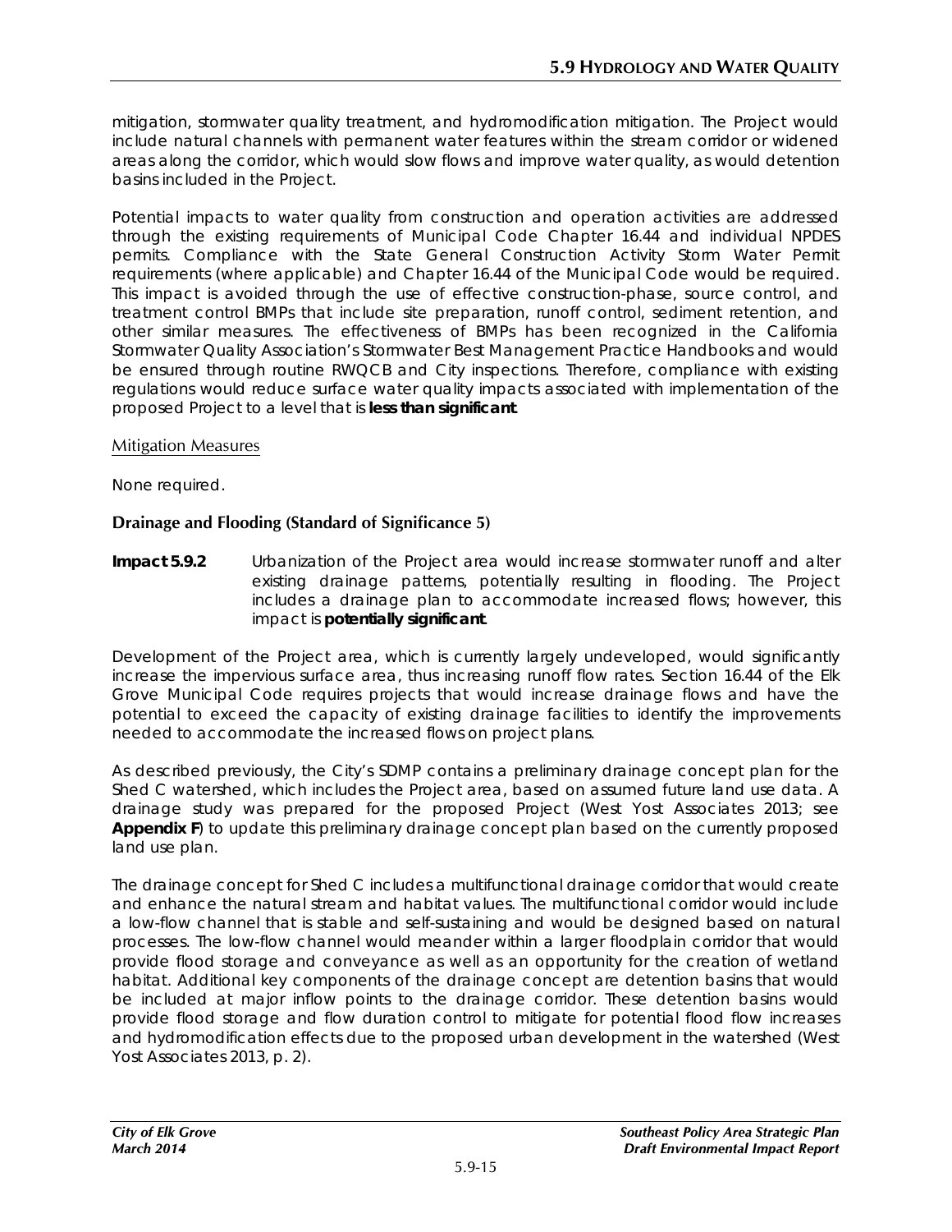mitigation, stormwater quality treatment, and hydromodification mitigation. The Project would include natural channels with permanent water features within the stream corridor or widened areas along the corridor, which would slow flows and improve water quality, as would detention basins included in the Project.

Potential impacts to water quality from construction and operation activities are addressed through the existing requirements of Municipal Code Chapter 16.44 and individual NPDES permits. Compliance with the State General Construction Activity Storm Water Permit requirements (where applicable) and Chapter 16.44 of the Municipal Code would be required. This impact is avoided through the use of effective construction-phase, source control, and treatment control BMPs that include site preparation, runoff control, sediment retention, and other similar measures. The effectiveness of BMPs has been recognized in the California Stormwater Quality Association's Stormwater Best Management Practice Handbooks and would be ensured through routine RWQCB and City inspections. Therefore, compliance with existing regulations would reduce surface water quality impacts associated with implementation of the proposed Project to a level that is **less than significant**.

Mitigation Measures

None required.

### Drainage and Flooding (Standard of Significance 5)

**Impact 5.9.2** Urbanization of the Project area would increase stormwater runoff and alter existing drainage patterns, potentially resulting in flooding. The Project includes a drainage plan to accommodate increased flows; however, this impact is **potentially significant**.

Development of the Project area, which is currently largely undeveloped, would significantly increase the impervious surface area, thus increasing runoff flow rates. Section 16.44 of the Elk Grove Municipal Code requires projects that would increase drainage flows and have the potential to exceed the capacity of existing drainage facilities to identify the improvements needed to accommodate the increased flows on project plans.

As described previously, the City's SDMP contains a preliminary drainage concept plan for the Shed C watershed, which includes the Project area, based on assumed future land use data. A drainage study was prepared for the proposed Project (West Yost Associates 2013; see **Appendix F**) to update this preliminary drainage concept plan based on the currently proposed land use plan.

The drainage concept for Shed C includes a multifunctional drainage corridor that would create and enhance the natural stream and habitat values. The multifunctional corridor would include a low-flow channel that is stable and self-sustaining and would be designed based on natural processes. The low-flow channel would meander within a larger floodplain corridor that would provide flood storage and conveyance as well as an opportunity for the creation of wetland habitat. Additional key components of the drainage concept are detention basins that would be included at major inflow points to the drainage corridor. These detention basins would provide flood storage and flow duration control to mitigate for potential flood flow increases and hydromodification effects due to the proposed urban development in the watershed (West Yost Associates 2013, p. 2).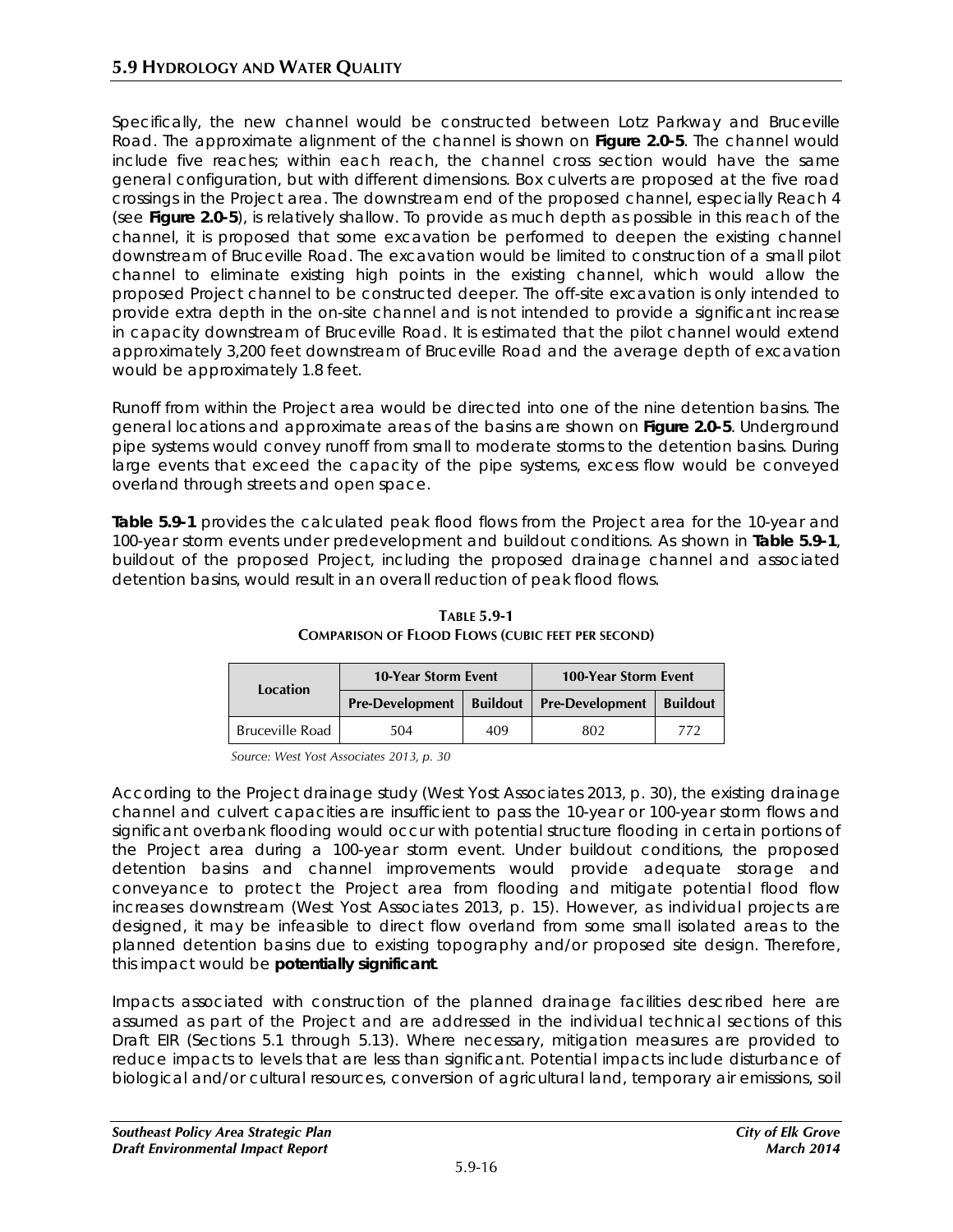Specifically, the new channel would be constructed between Lotz Parkway and Bruceville Road. The approximate alignment of the channel is shown on **Figure 2.0-5**. The channel would include five reaches; within each reach, the channel cross section would have the same general configuration, but with different dimensions. Box culverts are proposed at the five road crossings in the Project area. The downstream end of the proposed channel, especially Reach 4 (see **Figure 2.0-5**), is relatively shallow. To provide as much depth as possible in this reach of the channel, it is proposed that some excavation be performed to deepen the existing channel downstream of Bruceville Road. The excavation would be limited to construction of a small pilot channel to eliminate existing high points in the existing channel, which would allow the proposed Project channel to be constructed deeper. The off-site excavation is only intended to provide extra depth in the on-site channel and is not intended to provide a significant increase in capacity downstream of Bruceville Road. It is estimated that the pilot channel would extend approximately 3,200 feet downstream of Bruceville Road and the average depth of excavation would be approximately 1.8 feet.

Runoff from within the Project area would be directed into one of the nine detention basins. The general locations and approximate areas of the basins are shown on **Figure 2.0-5**. Underground pipe systems would convey runoff from small to moderate storms to the detention basins. During large events that exceed the capacity of the pipe systems, excess flow would be conveyed overland through streets and open space.

**Table 5.9-1** provides the calculated peak flood flows from the Project area for the 10-year and 100-year storm events under predevelopment and buildout conditions. As shown in **Table 5.9-1**, buildout of the proposed Project, including the proposed drainage channel and associated detention basins, would result in an overall reduction of peak flood flows.

**TABLE 5.9-1**
**COMPARISON OF FLOOD FLOWS (CUBIC FEET PER SECOND)**

| Location | 10-Year Storm Event | | 100-Year Storm Event | |
|---|---|---|---|---|
| | Pre-Development | Buildout | Pre-Development | Buildout |
| Bruceville Road | 504 | 409 | 802 | 772 |

*Source: West Yost Associates 2013, p. 30*

According to the Project drainage study (West Yost Associates 2013, p. 30), the existing drainage channel and culvert capacities are insufficient to pass the 10-year or 100-year storm flows and significant overbank flooding would occur with potential structure flooding in certain portions of the Project area during a 100-year storm event. Under buildout conditions, the proposed detention basins and channel improvements would provide adequate storage and conveyance to protect the Project area from flooding and mitigate potential flood flow increases downstream (West Yost Associates 2013, p. 15). However, as individual projects are designed, it may be infeasible to direct flow overland from some small isolated areas to the planned detention basins due to existing topography and/or proposed site design. Therefore, this impact would be **potentially significant**.

Impacts associated with construction of the planned drainage facilities described here are assumed as part of the Project and are addressed in the individual technical sections of this Draft EIR (Sections 5.1 through 5.13). Where necessary, mitigation measures are provided to reduce impacts to levels that are less than significant. Potential impacts include disturbance of biological and/or cultural resources, conversion of agricultural land, temporary air emissions, soil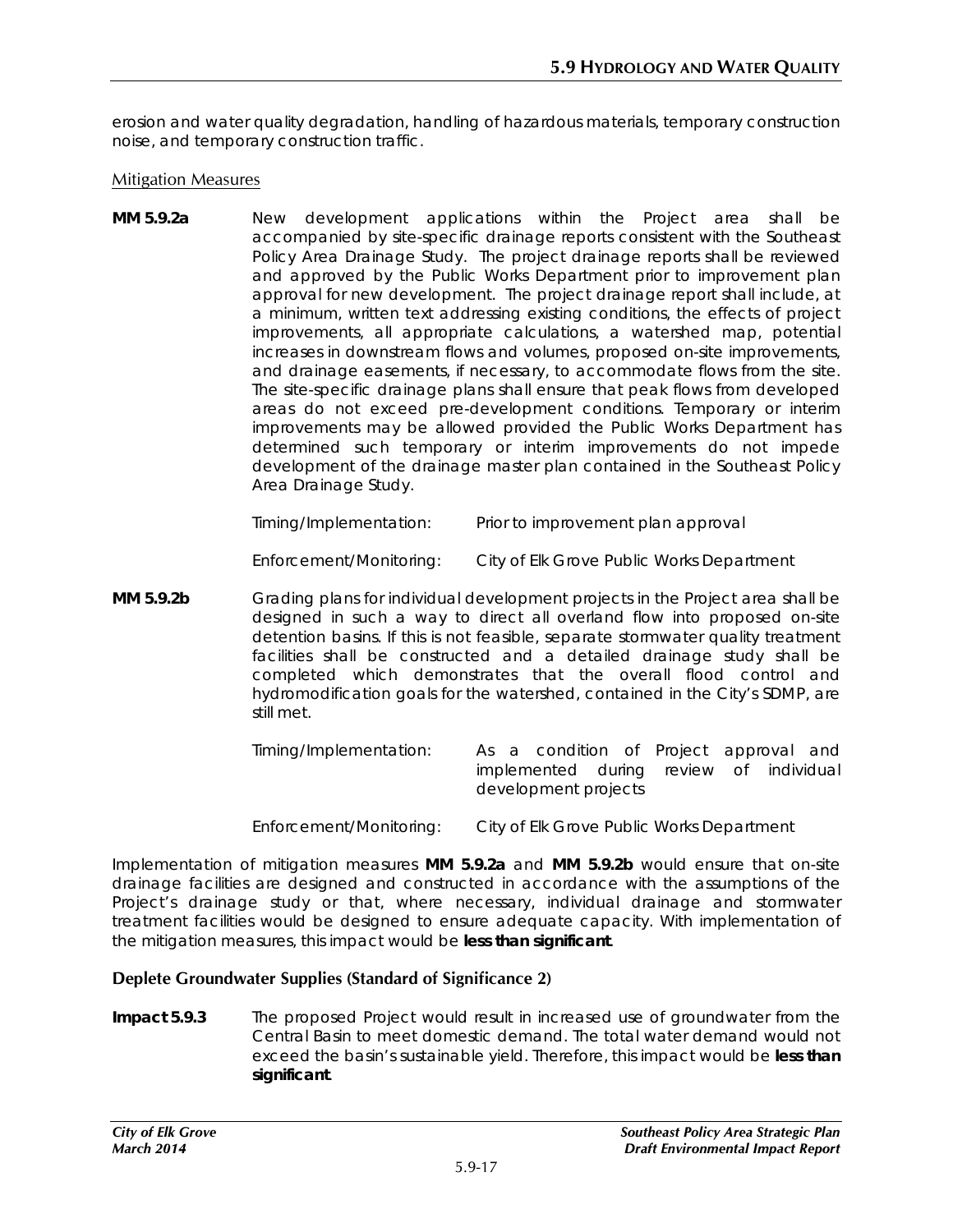erosion and water quality degradation, handling of hazardous materials, temporary construction noise, and temporary construction traffic.

Mitigation Measures

**MM 5.9.2a** New development applications within the Project area shall be accompanied by site-specific drainage reports consistent with the Southeast Policy Area Drainage Study. The project drainage reports shall be reviewed and approved by the Public Works Department prior to improvement plan approval for new development. The project drainage report shall include, at a minimum, written text addressing existing conditions, the effects of project improvements, all appropriate calculations, a watershed map, potential increases in downstream flows and volumes, proposed on-site improvements, and drainage easements, if necessary, to accommodate flows from the site. The site-specific drainage plans shall ensure that peak flows from developed areas do not exceed pre-development conditions. Temporary or interim improvements may be allowed provided the Public Works Department has determined such temporary or interim improvements do not impede development of the drainage master plan contained in the Southeast Policy Area Drainage Study.

Timing/Implementation: Prior to improvement plan approval

Enforcement/Monitoring: City of Elk Grove Public Works Department

**MM 5.9.2b** Grading plans for individual development projects in the Project area shall be designed in such a way to direct all overland flow into proposed on-site detention basins. If this is not feasible, separate stormwater quality treatment facilities shall be constructed and a detailed drainage study shall be completed which demonstrates that the overall flood control and hydromodification goals for the watershed, contained in the City's SDMP, are still met.

Timing/Implementation: As a condition of Project approval and implemented during review of individual development projects

Enforcement/Monitoring: City of Elk Grove Public Works Department

Implementation of mitigation measures **MM 5.9.2a** and **MM 5.9.2b** would ensure that on-site drainage facilities are designed and constructed in accordance with the assumptions of the Project's drainage study or that, where necessary, individual drainage and stormwater treatment facilities would be designed to ensure adequate capacity. With implementation of the mitigation measures, this impact would be **less than significant**.

### Deplete Groundwater Supplies (Standard of Significance 2)

**Impact 5.9.3** The proposed Project would result in increased use of groundwater from the Central Basin to meet domestic demand. The total water demand would not exceed the basin's sustainable yield. Therefore, this impact would be **less than significant**.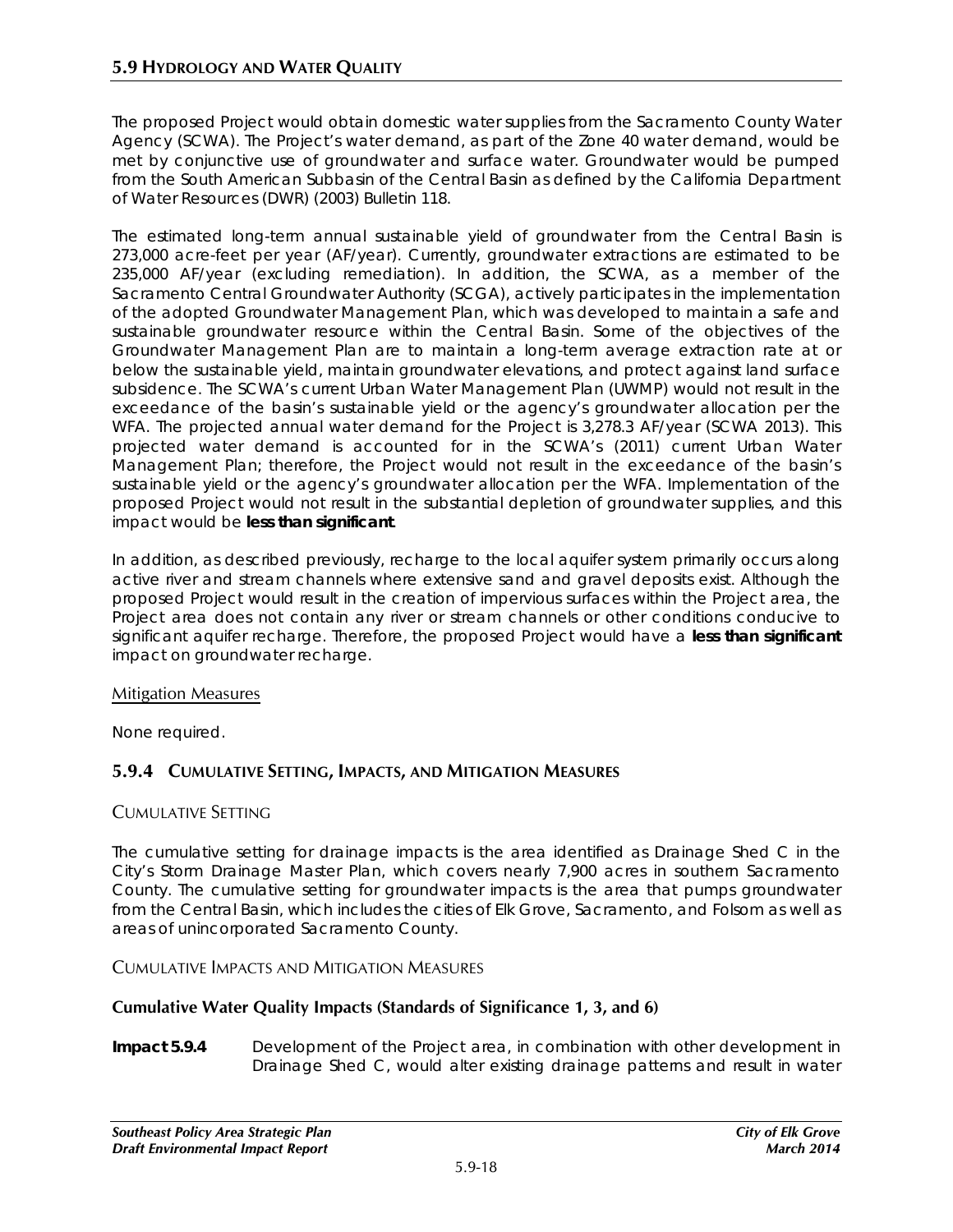The proposed Project would obtain domestic water supplies from the Sacramento County Water Agency (SCWA). The Project's water demand, as part of the Zone 40 water demand, would be met by conjunctive use of groundwater and surface water. Groundwater would be pumped from the South American Subbasin of the Central Basin as defined by the California Department of Water Resources (DWR) (2003) Bulletin 118.

The estimated long-term annual sustainable yield of groundwater from the Central Basin is 273,000 acre-feet per year (AF/year). Currently, groundwater extractions are estimated to be 235,000 AF/year (excluding remediation). In addition, the SCWA, as a member of the Sacramento Central Groundwater Authority (SCGA), actively participates in the implementation of the adopted Groundwater Management Plan, which was developed to maintain a safe and sustainable groundwater resource within the Central Basin. Some of the objectives of the Groundwater Management Plan are to maintain a long-term average extraction rate at or below the sustainable yield, maintain groundwater elevations, and protect against land surface subsidence. The SCWA's current Urban Water Management Plan (UWMP) would not result in the exceedance of the basin's sustainable yield or the agency's groundwater allocation per the WFA. The projected annual water demand for the Project is 3,278.3 AF/year (SCWA 2013). This projected water demand is accounted for in the SCWA's (2011) current Urban Water Management Plan; therefore, the Project would not result in the exceedance of the basin's sustainable yield or the agency's groundwater allocation per the WFA. Implementation of the proposed Project would not result in the substantial depletion of groundwater supplies, and this impact would be **less than significant**.

In addition, as described previously, recharge to the local aquifer system primarily occurs along active river and stream channels where extensive sand and gravel deposits exist. Although the proposed Project would result in the creation of impervious surfaces within the Project area, the Project area does not contain any river or stream channels or other conditions conducive to significant aquifer recharge. Therefore, the proposed Project would have a **less than significant** impact on groundwater recharge.

Mitigation Measures

None required.

## 5.9.4 Cumulative Setting, Impacts, and Mitigation Measures

### Cumulative Setting

The cumulative setting for drainage impacts is the area identified as Drainage Shed C in the City's Storm Drainage Master Plan, which covers nearly 7,900 acres in southern Sacramento County. The cumulative setting for groundwater impacts is the area that pumps groundwater from the Central Basin, which includes the cities of Elk Grove, Sacramento, and Folsom as well as areas of unincorporated Sacramento County.

### Cumulative Impacts and Mitigation Measures

**Cumulative Water Quality Impacts (Standards of Significance 1, 3, and 6)**

**Impact 5.9.4** Development of the Project area, in combination with other development in Drainage Shed C, would alter existing drainage patterns and result in water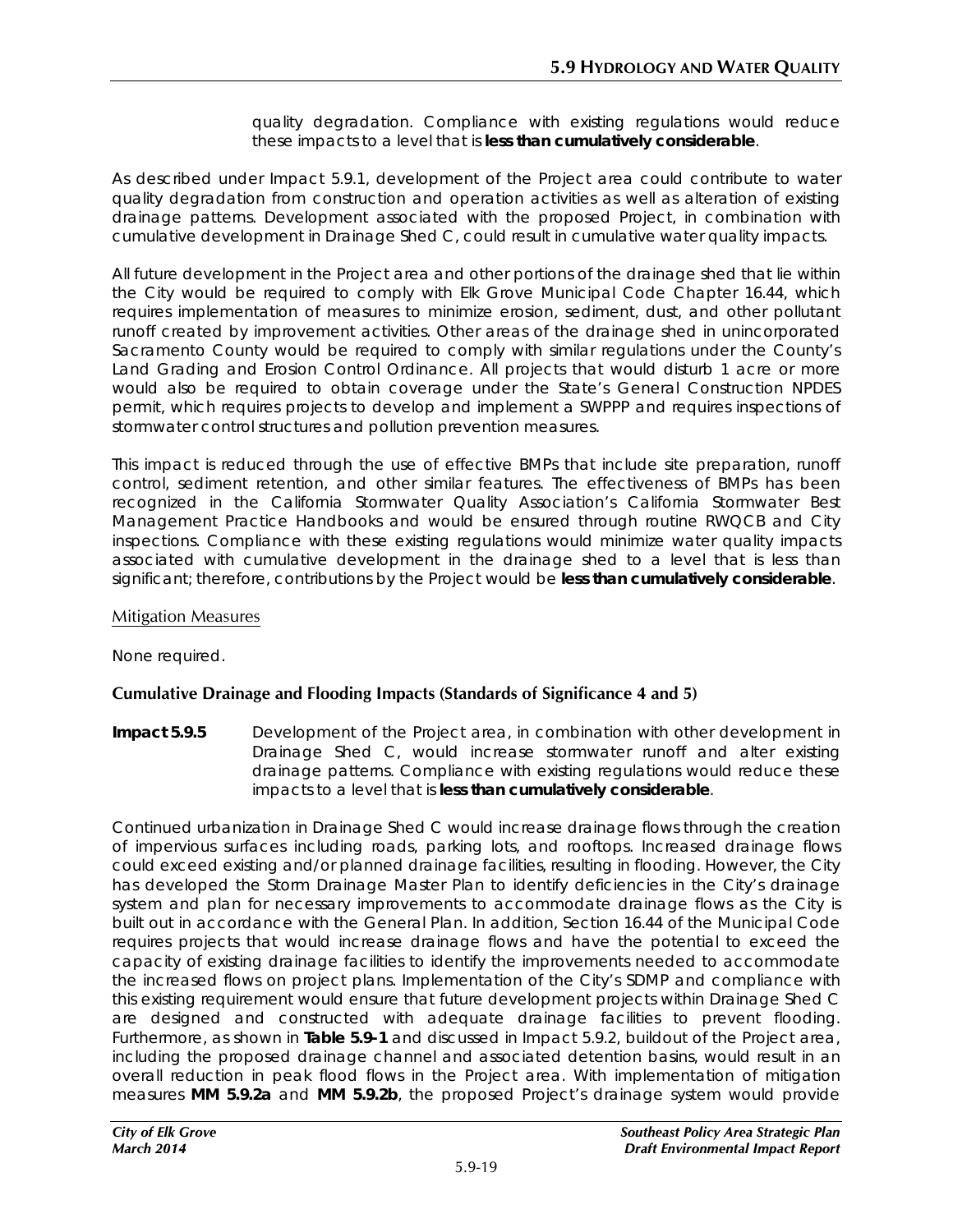quality degradation. Compliance with existing regulations would reduce these impacts to a level that is **less than cumulatively considerable**.

As described under Impact 5.9.1, development of the Project area could contribute to water quality degradation from construction and operation activities as well as alteration of existing drainage patterns. Development associated with the proposed Project, in combination with cumulative development in Drainage Shed C, could result in cumulative water quality impacts.

All future development in the Project area and other portions of the drainage shed that lie within the City would be required to comply with Elk Grove Municipal Code Chapter 16.44, which requires implementation of measures to minimize erosion, sediment, dust, and other pollutant runoff created by improvement activities. Other areas of the drainage shed in unincorporated Sacramento County would be required to comply with similar regulations under the County's Land Grading and Erosion Control Ordinance. All projects that would disturb 1 acre or more would also be required to obtain coverage under the State's General Construction NPDES permit, which requires projects to develop and implement a SWPPP and requires inspections of stormwater control structures and pollution prevention measures.

This impact is reduced through the use of effective BMPs that include site preparation, runoff control, sediment retention, and other similar features. The effectiveness of BMPs has been recognized in the California Stormwater Quality Association's California Stormwater Best Management Practice Handbooks and would be ensured through routine RWQCB and City inspections. Compliance with these existing regulations would minimize water quality impacts associated with cumulative development in the drainage shed to a level that is less than significant; therefore, contributions by the Project would be **less than cumulatively considerable**.

Mitigation Measures

None required.

**Cumulative Drainage and Flooding Impacts (Standards of Significance 4 and 5)**

**Impact 5.9.5** Development of the Project area, in combination with other development in Drainage Shed C, would increase stormwater runoff and alter existing drainage patterns. Compliance with existing regulations would reduce these impacts to a level that is **less than cumulatively considerable**.

Continued urbanization in Drainage Shed C would increase drainage flows through the creation of impervious surfaces including roads, parking lots, and rooftops. Increased drainage flows could exceed existing and/or planned drainage facilities, resulting in flooding. However, the City has developed the Storm Drainage Master Plan to identify deficiencies in the City's drainage system and plan for necessary improvements to accommodate drainage flows as the City is built out in accordance with the General Plan. In addition, Section 16.44 of the Municipal Code requires projects that would increase drainage flows and have the potential to exceed the capacity of existing drainage facilities to identify the improvements needed to accommodate the increased flows on project plans. Implementation of the City's SDMP and compliance with this existing requirement would ensure that future development projects within Drainage Shed C are designed and constructed with adequate drainage facilities to prevent flooding. Furthermore, as shown in **Table 5.9-1** and discussed in Impact 5.9.2, buildout of the Project area, including the proposed drainage channel and associated detention basins, would result in an overall reduction in peak flood flows in the Project area. With implementation of mitigation measures **MM 5.9.2a** and **MM 5.9.2b**, the proposed Project's drainage system would provide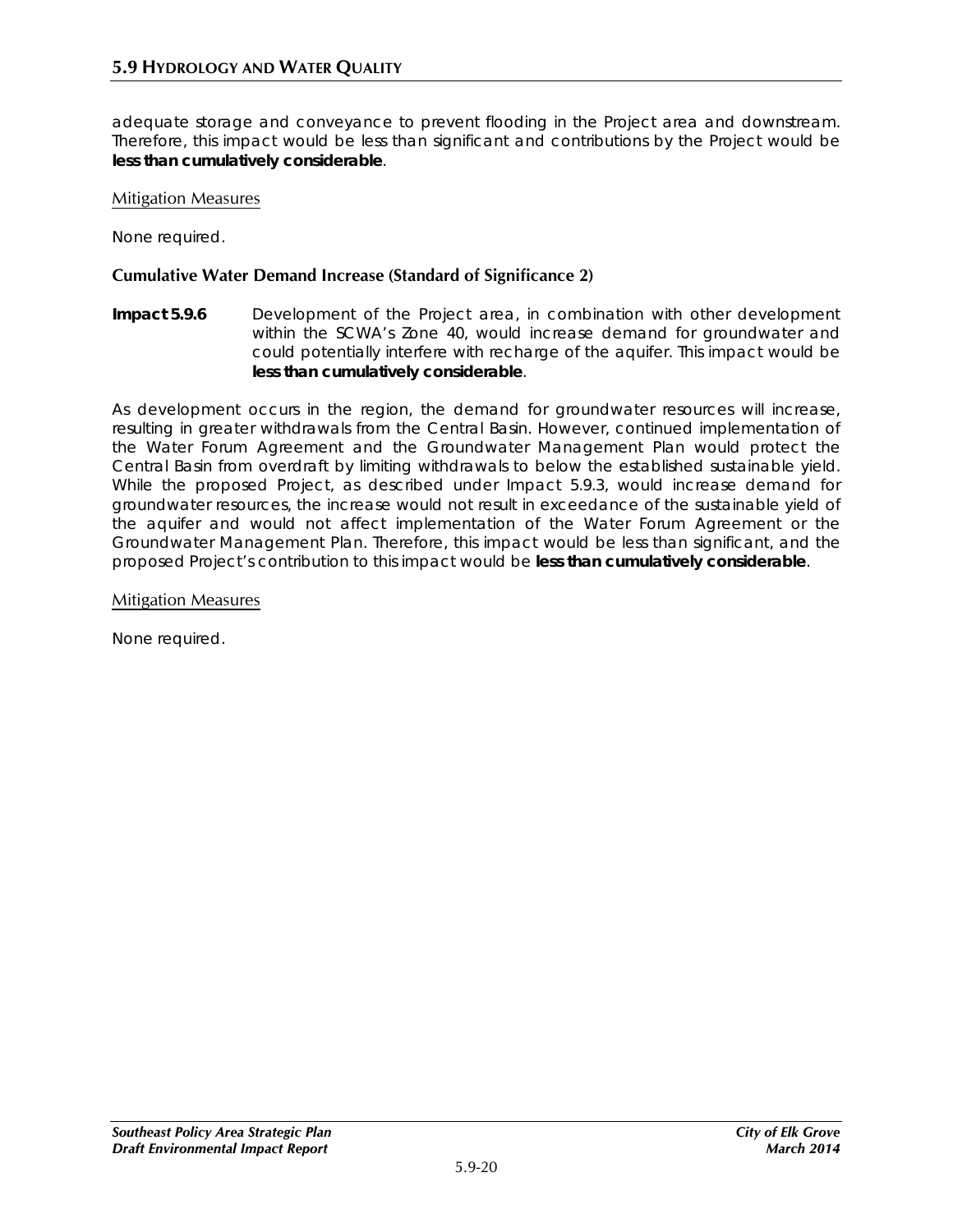adequate storage and conveyance to prevent flooding in the Project area and downstream. Therefore, this impact would be less than significant and contributions by the Project would be **less than cumulatively considerable**.

Mitigation Measures

None required.

**Cumulative Water Demand Increase (Standard of Significance 2)**

**Impact 5.9.6** Development of the Project area, in combination with other development within the SCWA's Zone 40, would increase demand for groundwater and could potentially interfere with recharge of the aquifer. This impact would be **less than cumulatively considerable**.

As development occurs in the region, the demand for groundwater resources will increase, resulting in greater withdrawals from the Central Basin. However, continued implementation of the Water Forum Agreement and the Groundwater Management Plan would protect the Central Basin from overdraft by limiting withdrawals to below the established sustainable yield. While the proposed Project, as described under Impact 5.9.3, would increase demand for groundwater resources, the increase would not result in exceedance of the sustainable yield of the aquifer and would not affect implementation of the Water Forum Agreement or the Groundwater Management Plan. Therefore, this impact would be less than significant, and the proposed Project's contribution to this impact would be **less than cumulatively considerable**.

Mitigation Measures

None required.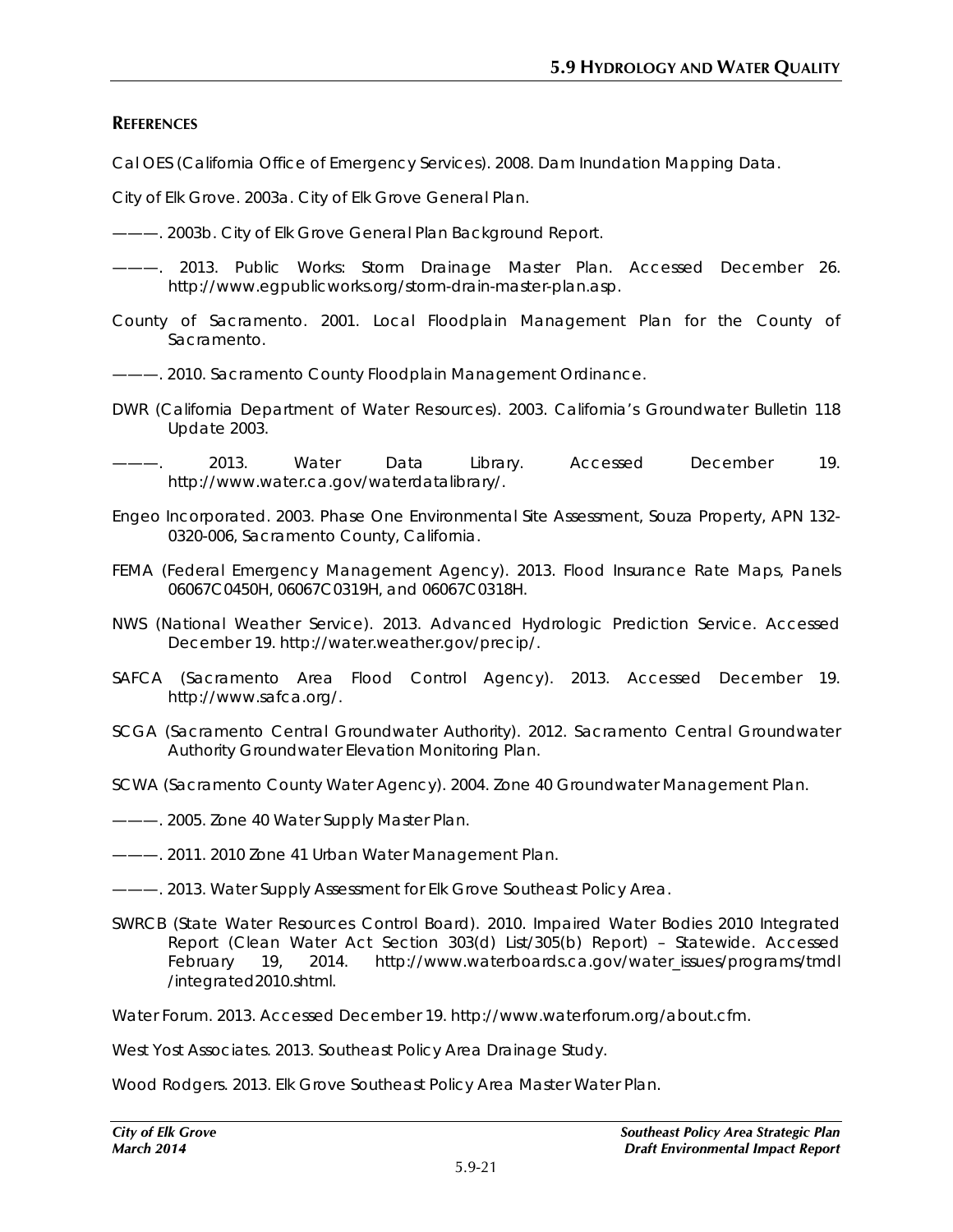## REFERENCES

Cal OES (California Office of Emergency Services). 2008. Dam Inundation Mapping Data.

City of Elk Grove. 2003a. City of Elk Grove General Plan.

———. 2003b. City of Elk Grove General Plan Background Report.

———. 2013. Public Works: Storm Drainage Master Plan. Accessed December 26. http://www.egpublicworks.org/storm-drain-master-plan.asp.

County of Sacramento. 2001. Local Floodplain Management Plan for the County of Sacramento.

———. 2010. Sacramento County Floodplain Management Ordinance.

DWR (California Department of Water Resources). 2003. California's Groundwater Bulletin 118 Update 2003.

———. 2013. Water Data Library. Accessed December 19. http://www.water.ca.gov/waterdatalibrary/.

Engeo Incorporated. 2003. Phase One Environmental Site Assessment, Souza Property, APN 132-0320-006, Sacramento County, California.

FEMA (Federal Emergency Management Agency). 2013. Flood Insurance Rate Maps, Panels 06067C0450H, 06067C0319H, and 06067C0318H.

NWS (National Weather Service). 2013. Advanced Hydrologic Prediction Service. Accessed December 19. http://water.weather.gov/precip/.

SAFCA (Sacramento Area Flood Control Agency). 2013. Accessed December 19. http://www.safca.org/.

SCGA (Sacramento Central Groundwater Authority). 2012. Sacramento Central Groundwater Authority Groundwater Elevation Monitoring Plan.

SCWA (Sacramento County Water Agency). 2004. Zone 40 Groundwater Management Plan.

———. 2005. Zone 40 Water Supply Master Plan.

———. 2011. 2010 Zone 41 Urban Water Management Plan.

———. 2013. Water Supply Assessment for Elk Grove Southeast Policy Area.

SWRCB (State Water Resources Control Board). 2010. Impaired Water Bodies 2010 Integrated Report (Clean Water Act Section 303(d) List/305(b) Report) – Statewide. Accessed February 19, 2014. http://www.waterboards.ca.gov/water_issues/programs/tmdl/integrated2010.shtml.

Water Forum. 2013. Accessed December 19. http://www.waterforum.org/about.cfm.

West Yost Associates. 2013. Southeast Policy Area Drainage Study.

Wood Rodgers. 2013. Elk Grove Southeast Policy Area Master Water Plan.